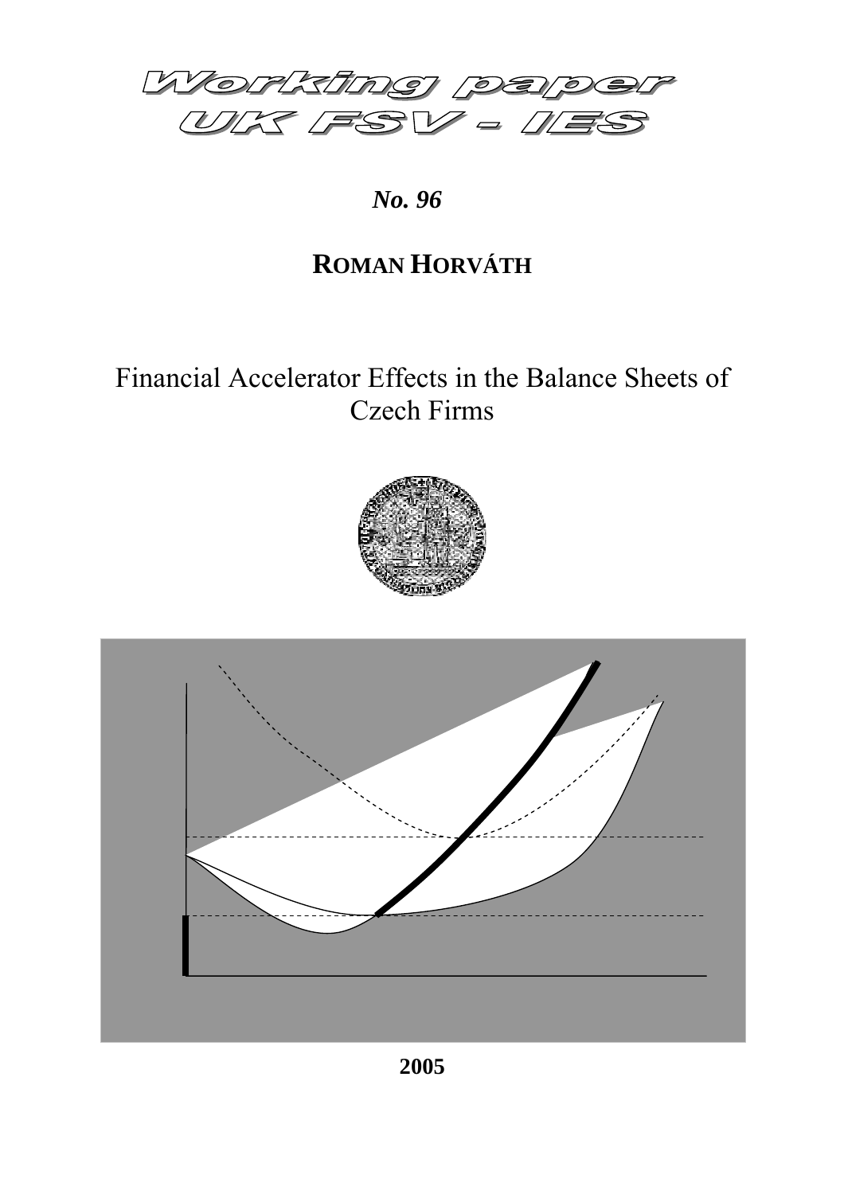# Working paper UK FSV - IES

*No. 96*

**ROMAN HORVÁTH**

## Financial Accelerator Effects in the Balance Sheets of Czech Firms

**2005**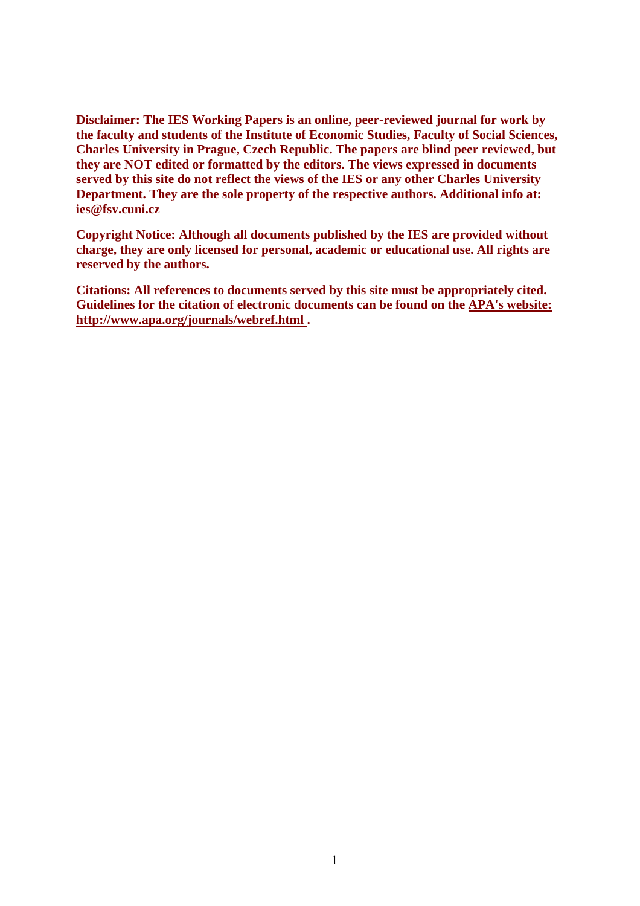**Disclaimer: The IES Working Papers is an online, peer-reviewed journal for work by the faculty and students of the Institute of Economic Studies, Faculty of Social Sciences, Charles University in Prague, Czech Republic. The papers are blind peer reviewed, but they are NOT edited or formatted by the editors. The views expressed in documents served by this site do not reflect the views of the IES or any other Charles University Department. They are the sole property of the respective authors. Additional info at: ies@fsv.cuni.cz**

**Copyright Notice: Although all documents published by the IES are provided without charge, they are only licensed for personal, academic or educational use. All rights are reserved by the authors.**

**Citations: All references to documents served by this site must be appropriately cited. Guidelines for the citation of electronic documents can be found on the APA's website: http://www.apa.org/journals/webref.html .**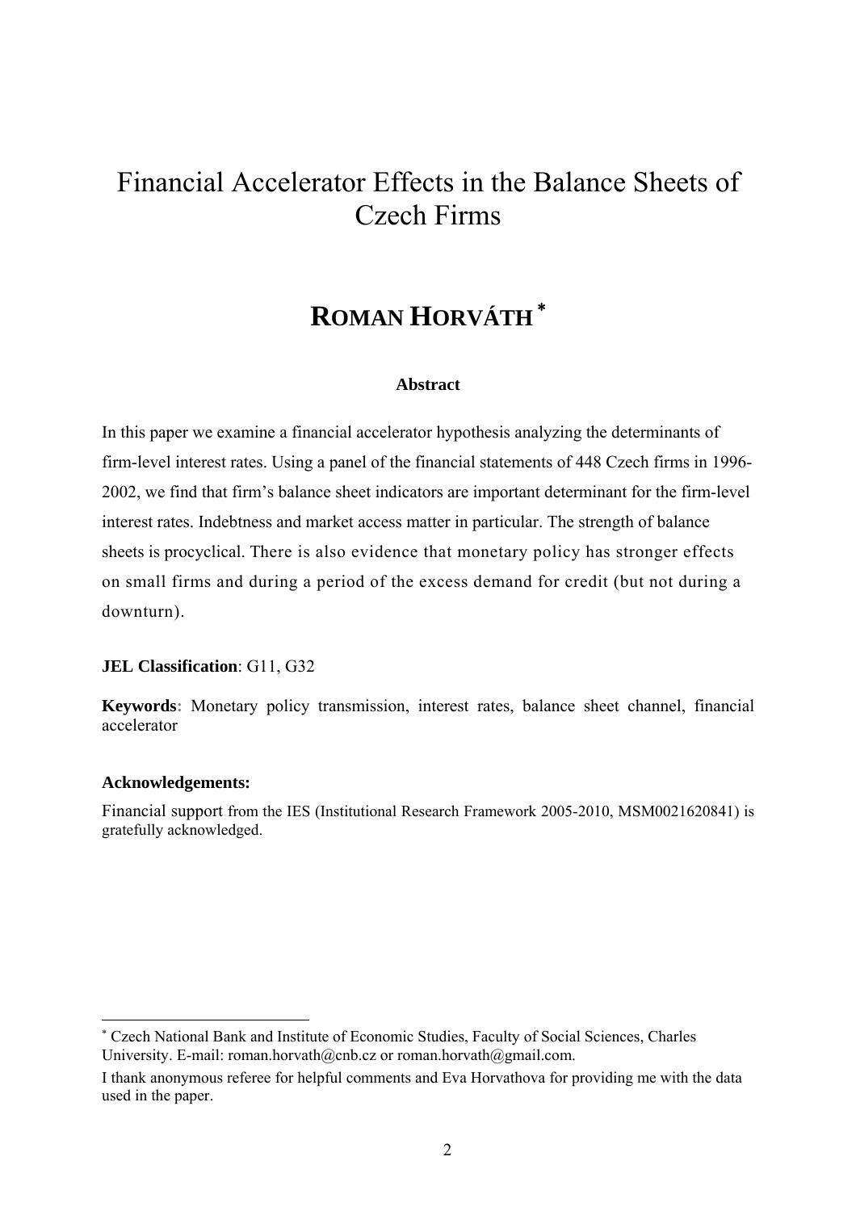# Financial Accelerator Effects in the Balance Sheets of Czech Firms

## ROMAN HORVÁTH [*]

### Abstract

In this paper we examine a financial accelerator hypothesis analyzing the determinants of firm-level interest rates. Using a panel of the financial statements of 448 Czech firms in 1996-2002, we find that firm's balance sheet indicators are important determinant for the firm-level interest rates. Indebtness and market access matter in particular. The strength of balance sheets is procyclical. There is also evidence that monetary policy has stronger effects on small firms and during a period of the excess demand for credit (but not during a downturn).

**JEL Classification**: G11, G32

**Keywords**: Monetary policy transmission, interest rates, balance sheet channel, financial accelerator

**Acknowledgements:**

Financial support from the IES (Institutional Research Framework 2005-2010, MSM0021620841) is gratefully acknowledged.

---

[*] Czech National Bank and Institute of Economic Studies, Faculty of Social Sciences, Charles University. E-mail: roman.horvath@cnb.cz or roman.horvath@gmail.com.

I thank anonymous referee for helpful comments and Eva Horvathova for providing me with the data used in the paper.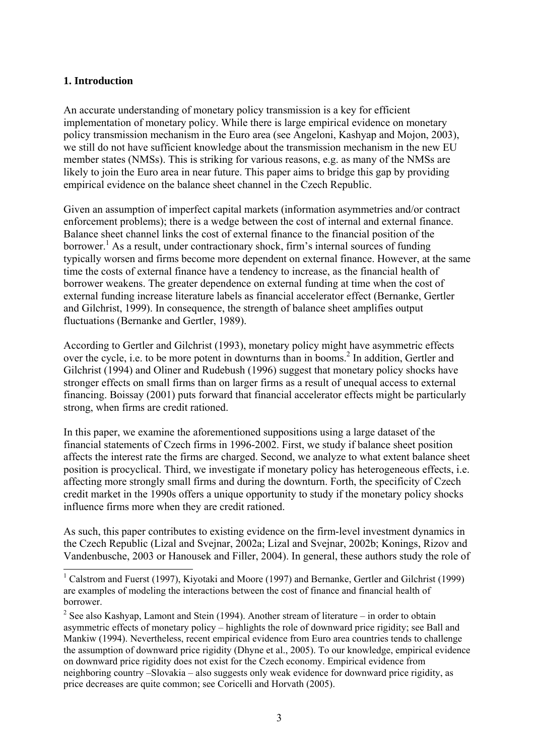## 1. Introduction

An accurate understanding of monetary policy transmission is a key for efficient implementation of monetary policy. While there is large empirical evidence on monetary policy transmission mechanism in the Euro area (see Angeloni, Kashyap and Mojon, 2003), we still do not have sufficient knowledge about the transmission mechanism in the new EU member states (NMSs). This is striking for various reasons, e.g. as many of the NMSs are likely to join the Euro area in near future. This paper aims to bridge this gap by providing empirical evidence on the balance sheet channel in the Czech Republic.

Given an assumption of imperfect capital markets (information asymmetries and/or contract enforcement problems); there is a wedge between the cost of internal and external finance. Balance sheet channel links the cost of external finance to the financial position of the borrower.[1] As a result, under contractionary shock, firm's internal sources of funding typically worsen and firms become more dependent on external finance. However, at the same time the costs of external finance have a tendency to increase, as the financial health of borrower weakens. The greater dependence on external funding at time when the cost of external funding increase literature labels as financial accelerator effect (Bernanke, Gertler and Gilchrist, 1999). In consequence, the strength of balance sheet amplifies output fluctuations (Bernanke and Gertler, 1989).

According to Gertler and Gilchrist (1993), monetary policy might have asymmetric effects over the cycle, i.e. to be more potent in downturns than in booms.[2] In addition, Gertler and Gilchrist (1994) and Oliner and Rudebush (1996) suggest that monetary policy shocks have stronger effects on small firms than on larger firms as a result of unequal access to external financing. Boissay (2001) puts forward that financial accelerator effects might be particularly strong, when firms are credit rationed.

In this paper, we examine the aforementioned suppositions using a large dataset of the financial statements of Czech firms in 1996-2002. First, we study if balance sheet position affects the interest rate the firms are charged. Second, we analyze to what extent balance sheet position is procyclical. Third, we investigate if monetary policy has heterogeneous effects, i.e. affecting more strongly small firms and during the downturn. Forth, the specificity of Czech credit market in the 1990s offers a unique opportunity to study if the monetary policy shocks influence firms more when they are credit rationed.

As such, this paper contributes to existing evidence on the firm-level investment dynamics in the Czech Republic (Lizal and Svejnar, 2002a; Lizal and Svejnar, 2002b; Konings, Rizov and Vandenbussche, 2003 or Hanousek and Filler, 2004). In general, these authors study the role of

---

[1] Calstrom and Fuerst (1997), Kiyotaki and Moore (1997) and Bernanke, Gertler and Gilchrist (1999) are examples of modeling the interactions between the cost of finance and financial health of borrower.

[2] See also Kashyap, Lamont and Stein (1994). Another stream of literature – in order to obtain asymmetric effects of monetary policy – highlights the role of downward price rigidity; see Ball and Mankiw (1994). Nevertheless, recent empirical evidence from Euro area countries tends to challenge the assumption of downward price rigidity (Dhyne et al., 2005). To our knowledge, empirical evidence on downward price rigidity does not exist for the Czech economy. Empirical evidence from neighboring country –Slovakia – also suggests only weak evidence for downward price rigidity, as price decreases are quite common; see Coricelli and Horvath (2005).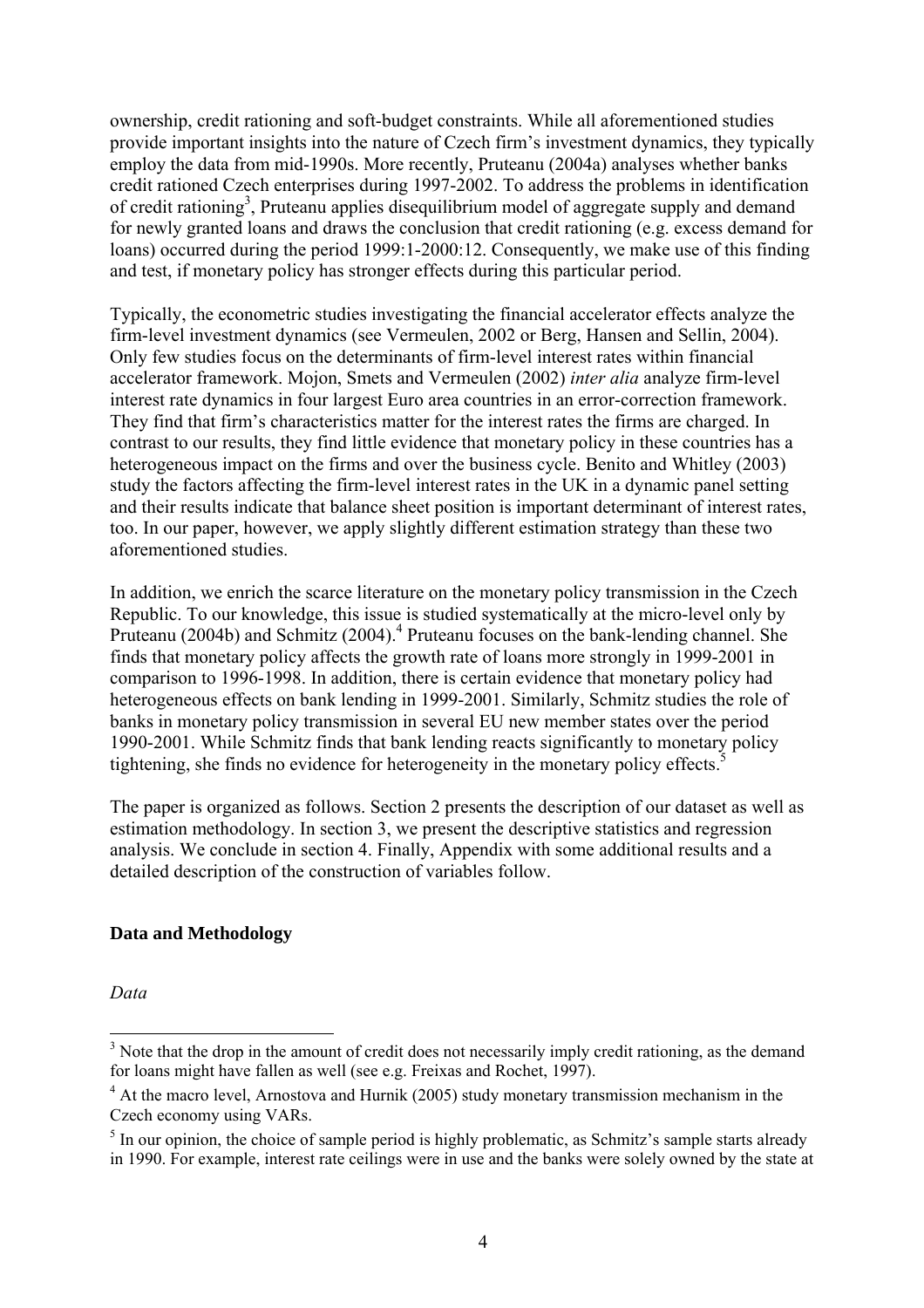ownership, credit rationing and soft-budget constraints. While all aforementioned studies provide important insights into the nature of Czech firm's investment dynamics, they typically employ the data from mid-1990s. More recently, Pruteanu (2004a) analyses whether banks credit rationed Czech enterprises during 1997-2002. To address the problems in identification of credit rationing[3], Pruteanu applies disequilibrium model of aggregate supply and demand for newly granted loans and draws the conclusion that credit rationing (e.g. excess demand for loans) occurred during the period 1999:1-2000:12. Consequently, we make use of this finding and test, if monetary policy has stronger effects during this particular period.

Typically, the econometric studies investigating the financial accelerator effects analyze the firm-level investment dynamics (see Vermeulen, 2002 or Berg, Hansen and Sellin, 2004). Only few studies focus on the determinants of firm-level interest rates within financial accelerator framework. Mojon, Smets and Vermeulen (2002) *inter alia* analyze firm-level interest rate dynamics in four largest Euro area countries in an error-correction framework. They find that firm's characteristics matter for the interest rates the firms are charged. In contrast to our results, they find little evidence that monetary policy in these countries has a heterogeneous impact on the firms and over the business cycle. Benito and Whitley (2003) study the factors affecting the firm-level interest rates in the UK in a dynamic panel setting and their results indicate that balance sheet position is important determinant of interest rates, too. In our paper, however, we apply slightly different estimation strategy than these two aforementioned studies.

In addition, we enrich the scarce literature on the monetary policy transmission in the Czech Republic. To our knowledge, this issue is studied systematically at the micro-level only by Pruteanu (2004b) and Schmitz (2004).[4] Pruteanu focuses on the bank-lending channel. She finds that monetary policy affects the growth rate of loans more strongly in 1999-2001 in comparison to 1996-1998. In addition, there is certain evidence that monetary policy had heterogeneous effects on bank lending in 1999-2001. Similarly, Schmitz studies the role of banks in monetary policy transmission in several EU new member states over the period 1990-2001. While Schmitz finds that bank lending reacts significantly to monetary policy tightening, she finds no evidence for heterogeneity in the monetary policy effects.[5]

The paper is organized as follows. Section 2 presents the description of our dataset as well as estimation methodology. In section 3, we present the descriptive statistics and regression analysis. We conclude in section 4. Finally, Appendix with some additional results and a detailed description of the construction of variables follow.

## Data and Methodology

*Data*

---

[3] Note that the drop in the amount of credit does not necessarily imply credit rationing, as the demand for loans might have fallen as well (see e.g. Freixas and Rochet, 1997).

[4] At the macro level, Arnostova and Hurnik (2005) study monetary transmission mechanism in the Czech economy using VARs.

[5] In our opinion, the choice of sample period is highly problematic, as Schmitz's sample starts already in 1990. For example, interest rate ceilings were in use and the banks were solely owned by the state at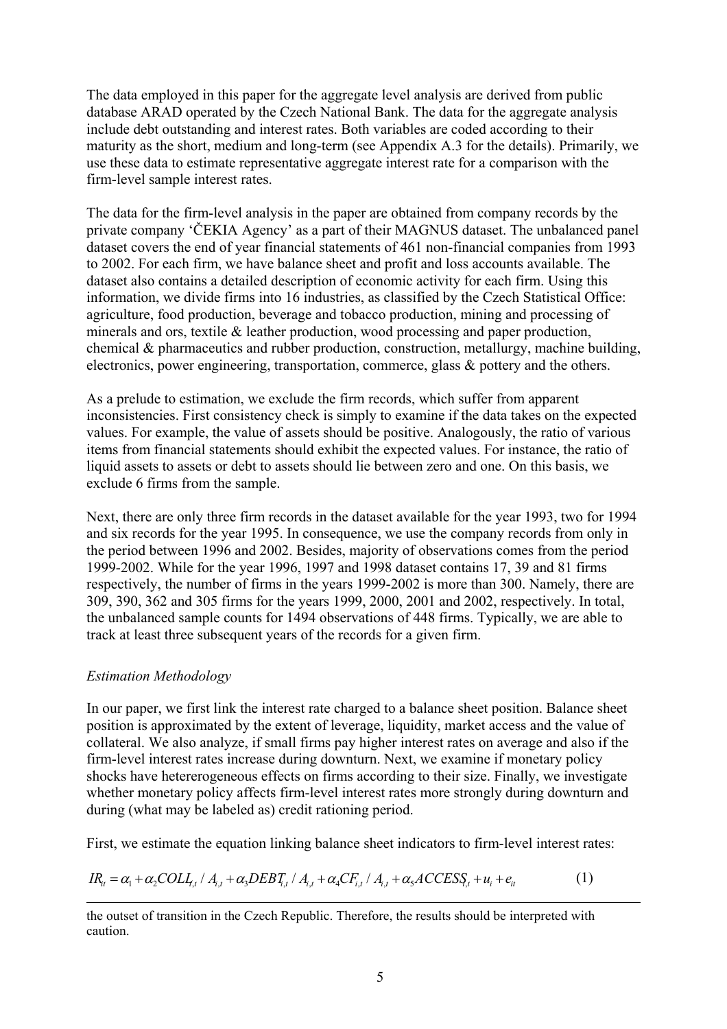The data employed in this paper for the aggregate level analysis are derived from public database ARAD operated by the Czech National Bank. The data for the aggregate analysis include debt outstanding and interest rates. Both variables are coded according to their maturity as the short, medium and long-term (see Appendix A.3 for the details). Primarily, we use these data to estimate representative aggregate interest rate for a comparison with the firm-level sample interest rates.

The data for the firm-level analysis in the paper are obtained from company records by the private company 'ČEKIA Agency' as a part of their MAGNUS dataset. The unbalanced panel dataset covers the end of year financial statements of 461 non-financial companies from 1993 to 2002. For each firm, we have balance sheet and profit and loss accounts available. The dataset also contains a detailed description of economic activity for each firm. Using this information, we divide firms into 16 industries, as classified by the Czech Statistical Office: agriculture, food production, beverage and tobacco production, mining and processing of minerals and ors, textile & leather production, wood processing and paper production, chemical & pharmaceutics and rubber production, construction, metallurgy, machine building, electronics, power engineering, transportation, commerce, glass & pottery and the others.

As a prelude to estimation, we exclude the firm records, which suffer from apparent inconsistencies. First consistency check is simply to examine if the data takes on the expected values. For example, the value of assets should be positive. Analogously, the ratio of various items from financial statements should exhibit the expected values. For instance, the ratio of liquid assets to assets or debt to assets should lie between zero and one. On this basis, we exclude 6 firms from the sample.

Next, there are only three firm records in the dataset available for the year 1993, two for 1994 and six records for the year 1995. In consequence, we use the company records from only in the period between 1996 and 2002. Besides, majority of observations comes from the period 1999-2002. While for the year 1996, 1997 and 1998 dataset contains 17, 39 and 81 firms respectively, the number of firms in the years 1999-2002 is more than 300. Namely, there are 309, 390, 362 and 305 firms for the years 1999, 2000, 2001 and 2002, respectively. In total, the unbalanced sample counts for 1494 observations of 448 firms. Typically, we are able to track at least three subsequent years of the records for a given firm.

*Estimation Methodology*

In our paper, we first link the interest rate charged to a balance sheet position. Balance sheet position is approximated by the extent of leverage, liquidity, market access and the value of collateral. We also analyze, if small firms pay higher interest rates on average and also if the firm-level interest rates increase during downturn. Next, we examine if monetary policy shocks have hetererogeneous effects on firms according to their size. Finally, we investigate whether monetary policy affects firm-level interest rates more strongly during downturn and during (what may be labeled as) credit rationing period.

First, we estimate the equation linking balance sheet indicators to firm-level interest rates:

$$IR_{it} = \alpha_1 + \alpha_2 COLL_{i,t} / A_{i,t} + \alpha_3 DEBT_{i,t} / A_{i,t} + \alpha_4 CF_{i,t} / A_{i,t} + \alpha_5 ACCESS_{i,t} + u_i + e_{it} \qquad (1)$$

---

the outset of transition in the Czech Republic. Therefore, the results should be interpreted with caution.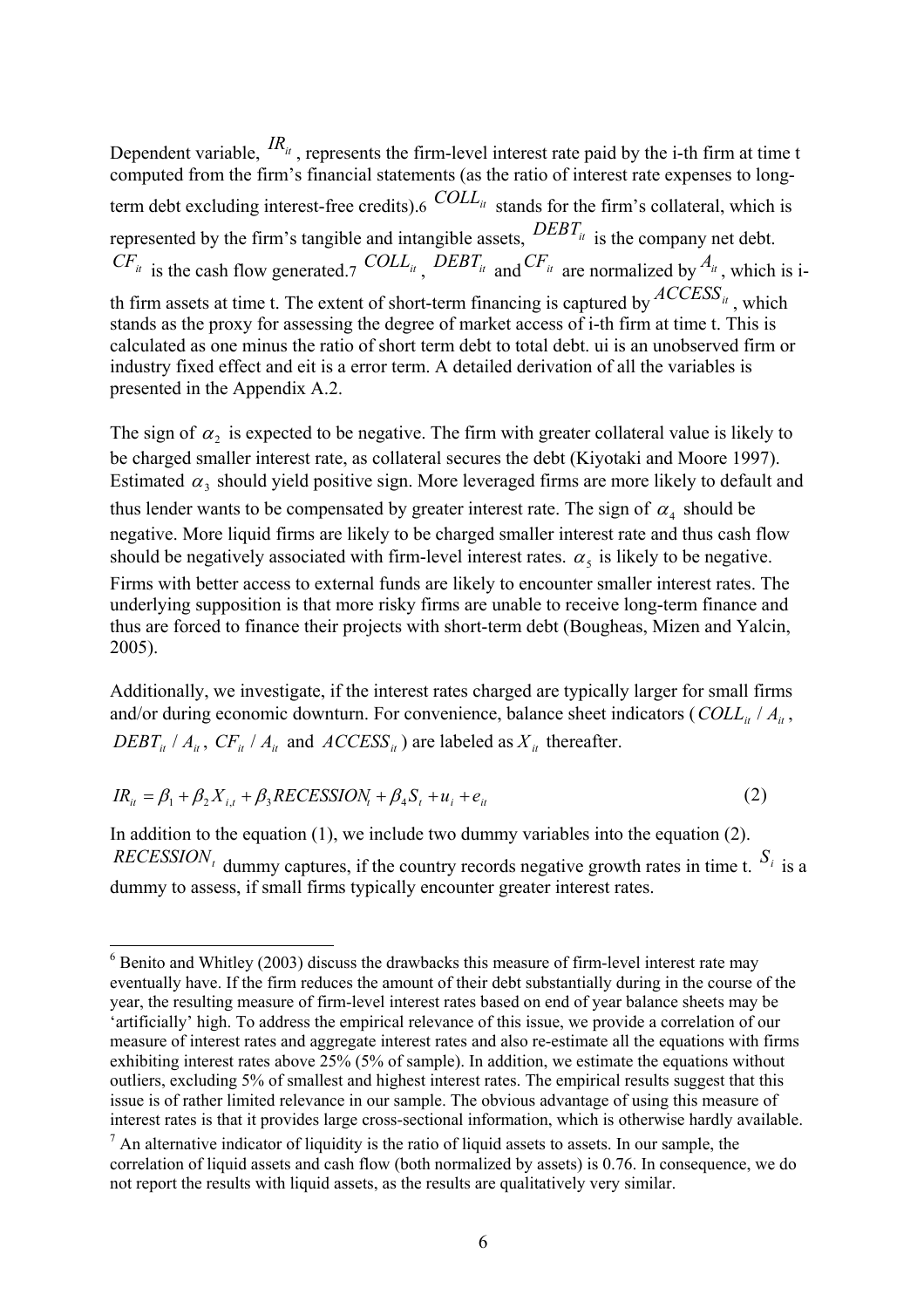Dependent variable, $IR_{it}$, represents the firm-level interest rate paid by the i-th firm at time t computed from the firm's financial statements (as the ratio of interest rate expenses to long-term debt excluding interest-free credits).[6] $COLL_{it}$ stands for the firm's collateral, which is represented by the firm's tangible and intangible assets, $DEBT_{it}$ is the company net debt. $CF_{it}$ is the cash flow generated.[7] $COLL_{it}$, $DEBT_{it}$ and $CF_{it}$ are normalized by $A_{it}$, which is i-th firm assets at time t. The extent of short-term financing is captured by $ACCESS_{it}$, which stands as the proxy for assessing the degree of market access of i-th firm at time t. This is calculated as one minus the ratio of short term debt to total debt. ui is an unobserved firm or industry fixed effect and eit is a error term. A detailed derivation of all the variables is presented in the Appendix A.2.

The sign of $\alpha_2$ is expected to be negative. The firm with greater collateral value is likely to be charged smaller interest rate, as collateral secures the debt (Kiyotaki and Moore 1997). Estimated $\alpha_3$ should yield positive sign. More leveraged firms are more likely to default and thus lender wants to be compensated by greater interest rate. The sign of $\alpha_4$ should be negative. More liquid firms are likely to be charged smaller interest rate and thus cash flow should be negatively associated with firm-level interest rates. $\alpha_5$ is likely to be negative. Firms with better access to external funds are likely to encounter smaller interest rates. The underlying supposition is that more risky firms are unable to receive long-term finance and thus are forced to finance their projects with short-term debt (Bougheas, Mizen and Yalcin, 2005).

Additionally, we investigate, if the interest rates charged are typically larger for small firms and/or during economic downturn. For convenience, balance sheet indicators ($COLL_{it} / A_{it}$, $DEBT_{it} / A_{it}$, $CF_{it} / A_{it}$ and $ACCESS_{it}$) are labeled as $X_{it}$ thereafter.

$$IR_{it} = \beta_1 + \beta_2 X_{i,t} + \beta_3 RECESSION_t + \beta_4 S_t + u_i + e_{it} \qquad (2)$$

In addition to the equation (1), we include two dummy variables into the equation (2). $RECESSION_t$ dummy captures, if the country records negative growth rates in time t. $S_i$ is a dummy to assess, if small firms typically encounter greater interest rates.

[6] Benito and Whitley (2003) discuss the drawbacks this measure of firm-level interest rate may eventually have. If the firm reduces the amount of their debt substantially during in the course of the year, the resulting measure of firm-level interest rates based on end of year balance sheets may be 'artificially' high. To address the empirical relevance of this issue, we provide a correlation of our measure of interest rates and aggregate interest rates and also re-estimate all the equations with firms exhibiting interest rates above 25% (5% of sample). In addition, we estimate the equations without outliers, excluding 5% of smallest and highest interest rates. The empirical results suggest that this issue is of rather limited relevance in our sample. The obvious advantage of using this measure of interest rates is that it provides large cross-sectional information, which is otherwise hardly available.

[7] An alternative indicator of liquidity is the ratio of liquid assets to assets. In our sample, the correlation of liquid assets and cash flow (both normalized by assets) is 0.76. In consequence, we do not report the results with liquid assets, as the results are qualitatively very similar.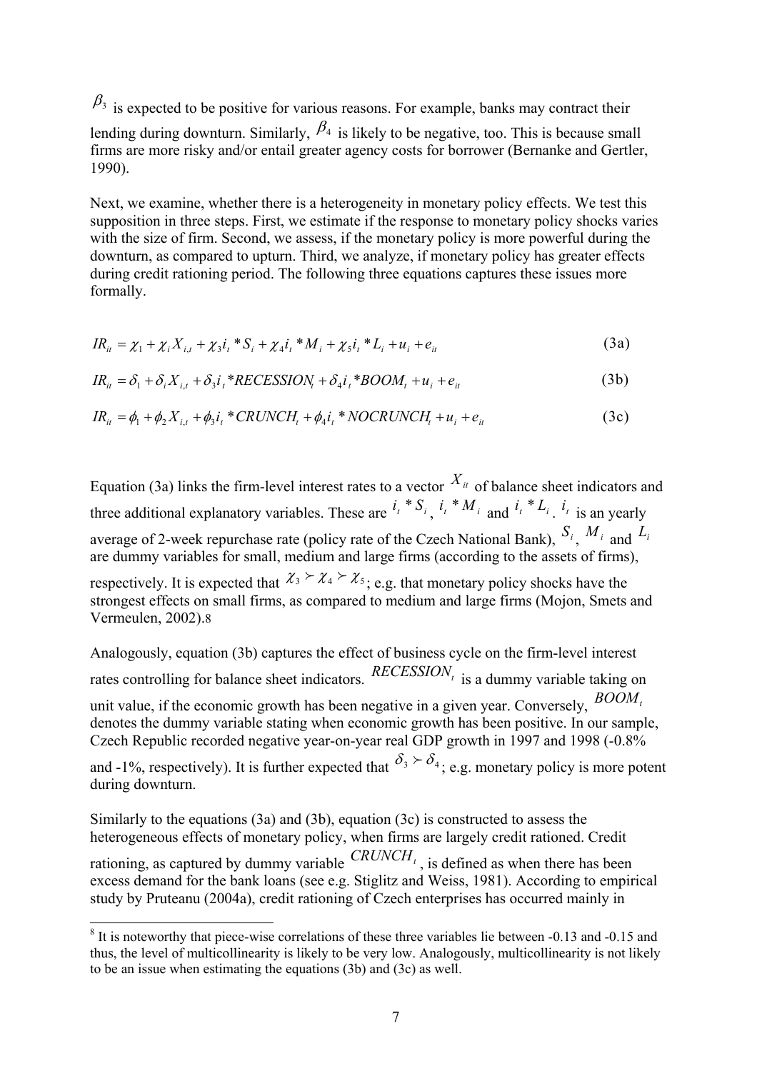$\beta_3$ is expected to be positive for various reasons. For example, banks may contract their lending during downturn. Similarly, $\beta_4$ is likely to be negative, too. This is because small firms are more risky and/or entail greater agency costs for borrower (Bernanke and Gertler, 1990).

Next, we examine, whether there is a heterogeneity in monetary policy effects. We test this supposition in three steps. First, we estimate if the response to monetary policy shocks varies with the size of firm. Second, we assess, if the monetary policy is more powerful during the downturn, as compared to upturn. Third, we analyze, if monetary policy has greater effects during credit rationing period. The following three equations captures these issues more formally.

$$IR_{it} = \chi_1 + \chi_i X_{i,t} + \chi_3 i_t * S_i + \chi_4 i_t * M_i + \chi_5 i_t * L_i + u_i + e_{it} \tag{3a}$$

$$IR_{it} = \delta_1 + \delta_i X_{i,t} + \delta_3 i_t * RECESSION_t + \delta_4 i_t * BOOM_t + u_i + e_{it} \tag{3b}$$

$$IR_{it} = \phi_1 + \phi_2 X_{i,t} + \phi_3 i_t * CRUNCH_t + \phi_4 i_t * NOCRUNCH_t + u_i + e_{it} \tag{3c}$$

Equation (3a) links the firm-level interest rates to a vector $X_{it}$ of balance sheet indicators and three additional explanatory variables. These are $i_t * S_i$, $i_t * M_i$ and $i_t * L_i$. $i_t$ is an yearly average of 2-week repurchase rate (policy rate of the Czech National Bank), $S_i$, $M_i$ and $L_i$ are dummy variables for small, medium and large firms (according to the assets of firms), respectively. It is expected that $\chi_3 \succ \chi_4 \succ \chi_5$; e.g. that monetary policy shocks have the strongest effects on small firms, as compared to medium and large firms (Mojon, Smets and Vermeulen, 2002).[8]

Analogously, equation (3b) captures the effect of business cycle on the firm-level interest rates controlling for balance sheet indicators. $RECESSION_t$ is a dummy variable taking on unit value, if the economic growth has been negative in a given year. Conversely, $BOOM_t$ denotes the dummy variable stating when economic growth has been positive. In our sample, Czech Republic recorded negative year-on-year real GDP growth in 1997 and 1998 (-0.8% and -1%, respectively). It is further expected that $\delta_3 \succ \delta_4$; e.g. monetary policy is more potent during downturn.

Similarly to the equations (3a) and (3b), equation (3c) is constructed to assess the heterogeneous effects of monetary policy, when firms are largely credit rationed. Credit rationing, as captured by dummy variable $CRUNCH_t$, is defined as when there has been excess demand for the bank loans (see e.g. Stiglitz and Weiss, 1981). According to empirical study by Pruteanu (2004a), credit rationing of Czech enterprises has occurred mainly in

---

[8] It is noteworthy that piece-wise correlations of these three variables lie between -0.13 and -0.15 and thus, the level of multicollinearity is likely to be very low. Analogously, multicollinearity is not likely to be an issue when estimating the equations (3b) and (3c) as well.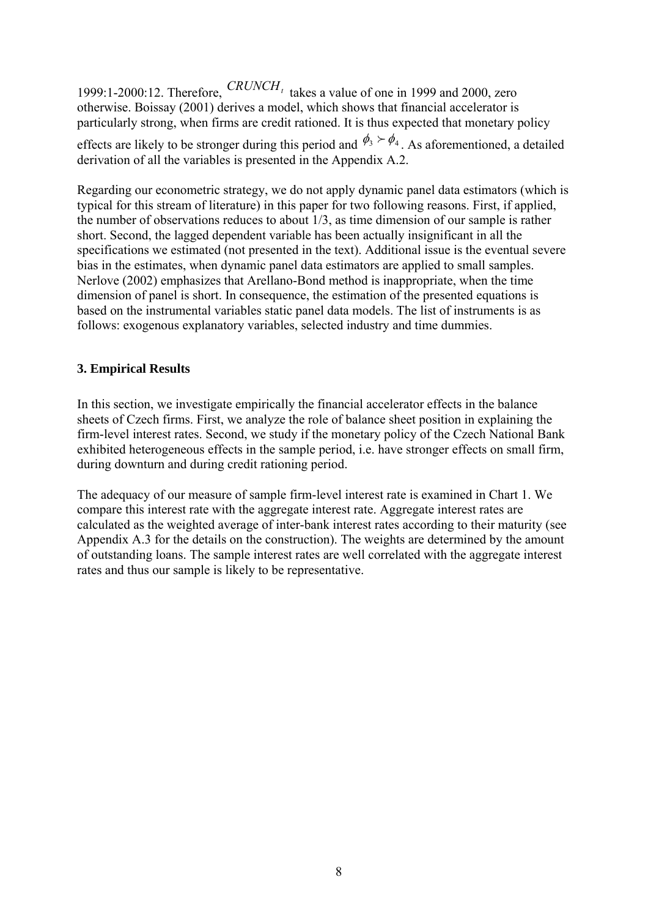1999:1-2000:12. Therefore, $CRUNCH_t$ takes a value of one in 1999 and 2000, zero otherwise. Boissay (2001) derives a model, which shows that financial accelerator is particularly strong, when firms are credit rationed. It is thus expected that monetary policy effects are likely to be stronger during this period and $\phi_3 \succ \phi_4$. As aforementioned, a detailed derivation of all the variables is presented in the Appendix A.2.

Regarding our econometric strategy, we do not apply dynamic panel data estimators (which is typical for this stream of literature) in this paper for two following reasons. First, if applied, the number of observations reduces to about 1/3, as time dimension of our sample is rather short. Second, the lagged dependent variable has been actually insignificant in all the specifications we estimated (not presented in the text). Additional issue is the eventual severe bias in the estimates, when dynamic panel data estimators are applied to small samples. Nerlove (2002) emphasizes that Arellano-Bond method is inappropriate, when the time dimension of panel is short. In consequence, the estimation of the presented equations is based on the instrumental variables static panel data models. The list of instruments is as follows: exogenous explanatory variables, selected industry and time dummies.

## 3. Empirical Results

In this section, we investigate empirically the financial accelerator effects in the balance sheets of Czech firms. First, we analyze the role of balance sheet position in explaining the firm-level interest rates. Second, we study if the monetary policy of the Czech National Bank exhibited heterogeneous effects in the sample period, i.e. have stronger effects on small firm, during downturn and during credit rationing period.

The adequacy of our measure of sample firm-level interest rate is examined in Chart 1. We compare this interest rate with the aggregate interest rate. Aggregate interest rates are calculated as the weighted average of inter-bank interest rates according to their maturity (see Appendix A.3 for the details on the construction). The weights are determined by the amount of outstanding loans. The sample interest rates are well correlated with the aggregate interest rates and thus our sample is likely to be representative.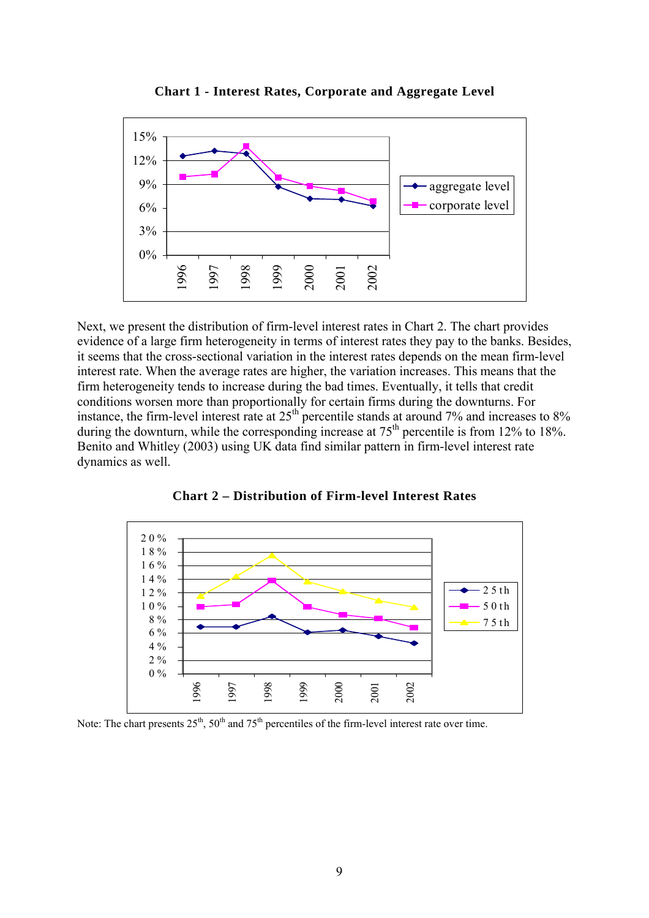**Chart 1 - Interest Rates, Corporate and Aggregate Level**

Next, we present the distribution of firm-level interest rates in Chart 2. The chart provides evidence of a large firm heterogeneity in terms of interest rates they pay to the banks. Besides, it seems that the cross-sectional variation in the interest rates depends on the mean firm-level interest rate. When the average rates are higher, the variation increases. This means that the firm heterogeneity tends to increase during the bad times. Eventually, it tells that credit conditions worsen more than proportionally for certain firms during the downturns. For instance, the firm-level interest rate at 25th percentile stands at around 7% and increases to 8% during the downturn, while the corresponding increase at 75th percentile is from 12% to 18%. Benito and Whitley (2003) using UK data find similar pattern in firm-level interest rate dynamics as well.

**Chart 2 – Distribution of Firm-level Interest Rates**

Note: The chart presents 25th, 50th and 75th percentiles of the firm-level interest rate over time.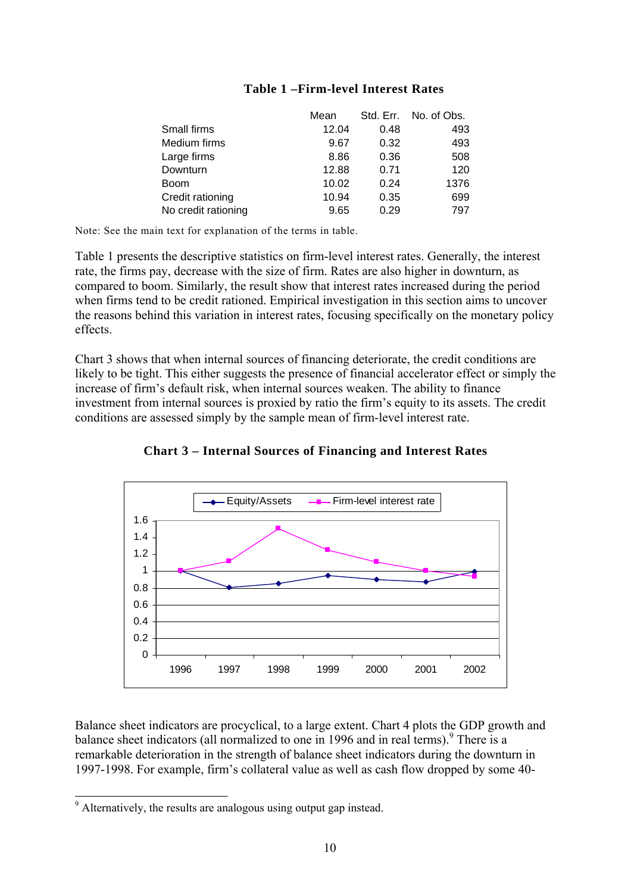**Table 1 –Firm-level Interest Rates**

| | Mean | Std. Err. | No. of Obs. |
|---|---|---|---|
| Small firms | 12.04 | 0.48 | 493 |
| Medium firms | 9.67 | 0.32 | 493 |
| Large firms | 8.86 | 0.36 | 508 |
| Downturn | 12.88 | 0.71 | 120 |
| Boom | 10.02 | 0.24 | 1376 |
| Credit rationing | 10.94 | 0.35 | 699 |
| No credit rationing | 9.65 | 0.29 | 797 |

Note: See the main text for explanation of the terms in table.

Table 1 presents the descriptive statistics on firm-level interest rates. Generally, the interest rate, the firms pay, decrease with the size of firm. Rates are also higher in downturn, as compared to boom. Similarly, the result show that interest rates increased during the period when firms tend to be credit rationed. Empirical investigation in this section aims to uncover the reasons behind this variation in interest rates, focusing specifically on the monetary policy effects.

Chart 3 shows that when internal sources of financing deteriorate, the credit conditions are likely to be tight. This either suggests the presence of financial accelerator effect or simply the increase of firm's default risk, when internal sources weaken. The ability to finance investment from internal sources is proxied by ratio the firm's equity to its assets. The credit conditions are assessed simply by the sample mean of firm-level interest rate.

**Chart 3 – Internal Sources of Financing and Interest Rates**

Balance sheet indicators are procyclical, to a large extent. Chart 4 plots the GDP growth and balance sheet indicators (all normalized to one in 1996 and in real terms).[9] There is a remarkable deterioration in the strength of balance sheet indicators during the downturn in 1997-1998. For example, firm's collateral value as well as cash flow dropped by some 40-

[9] Alternatively, the results are analogous using output gap instead.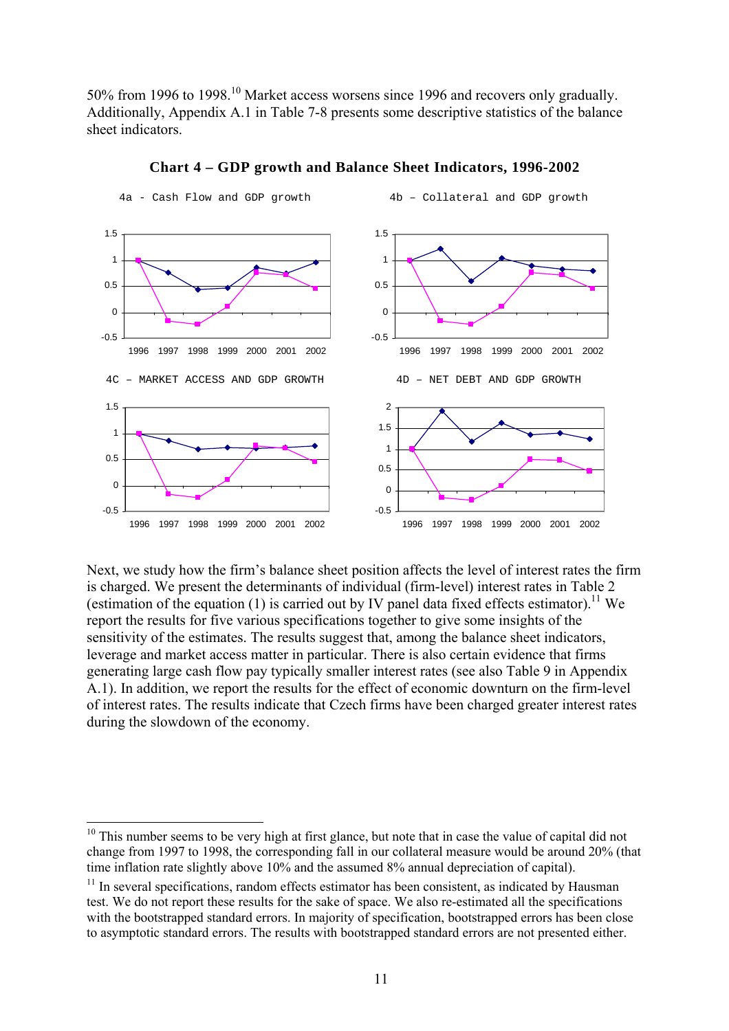50% from 1996 to 1998.[10] Market access worsens since 1996 and recovers only gradually. Additionally, Appendix A.1 in Table 7-8 presents some descriptive statistics of the balance sheet indicators.

**Chart 4 – GDP growth and Balance Sheet Indicators, 1996-2002**

4a - Cash Flow and GDP growth

4b – Collateral and GDP growth

4C – MARKET ACCESS AND GDP GROWTH

4D – NET DEBT AND GDP GROWTH

Next, we study how the firm's balance sheet position affects the level of interest rates the firm is charged. We present the determinants of individual (firm-level) interest rates in Table 2 (estimation of the equation (1) is carried out by IV panel data fixed effects estimator).[11] We report the results for five various specifications together to give some insights of the sensitivity of the estimates. The results suggest that, among the balance sheet indicators, leverage and market access matter in particular. There is also certain evidence that firms generating large cash flow pay typically smaller interest rates (see also Table 9 in Appendix A.1). In addition, we report the results for the effect of economic downturn on the firm-level of interest rates. The results indicate that Czech firms have been charged greater interest rates during the slowdown of the economy.

---

[10] This number seems to be very high at first glance, but note that in case the value of capital did not change from 1997 to 1998, the corresponding fall in our collateral measure would be around 20% (that time inflation rate slightly above 10% and the assumed 8% annual depreciation of capital).

[11] In several specifications, random effects estimator has been consistent, as indicated by Hausman test. We do not report these results for the sake of space. We also re-estimated all the specifications with the bootstrapped standard errors. In majority of specification, bootstrapped errors has been close to asymptotic standard errors. The results with bootstrapped standard errors are not presented either.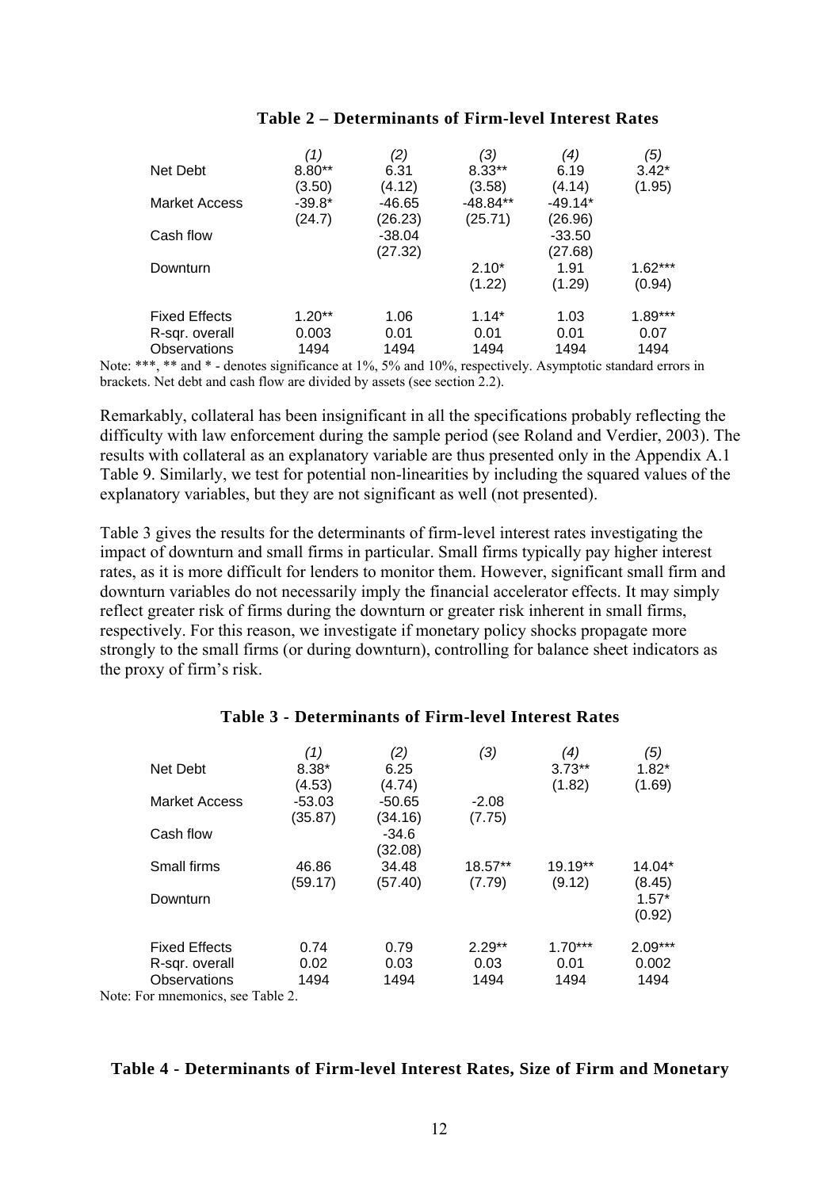**Table 2 – Determinants of Firm-level Interest Rates**

| | (1) | (2) | (3) | (4) | (5) |
|---|---|---|---|---|---|
| Net Debt | 8.80** | 6.31 | 8.33** | 6.19 | 3.42* |
| | (3.50) | (4.12) | (3.58) | (4.14) | (1.95) |
| Market Access | -39.8* | -46.65 | -48.84** | -49.14* | |
| | (24.7) | (26.23) | (25.71) | (26.96) | |
| Cash flow | | -38.04 | | -33.50 | |
| | | (27.32) | | (27.68) | |
| Downturn | | | 2.10* | 1.91 | 1.62*** |
| | | | (1.22) | (1.29) | (0.94) |
| Fixed Effects | 1.20** | 1.06 | 1.14* | 1.03 | 1.89*** |
| R-sqr. overall | 0.003 | 0.01 | 0.01 | 0.01 | 0.07 |
| Observations | 1494 | 1494 | 1494 | 1494 | 1494 |

Note: ***, ** and * - denotes significance at 1%, 5% and 10%, respectively. Asymptotic standard errors in brackets. Net debt and cash flow are divided by assets (see section 2.2).

Remarkably, collateral has been insignificant in all the specifications probably reflecting the difficulty with law enforcement during the sample period (see Roland and Verdier, 2003). The results with collateral as an explanatory variable are thus presented only in the Appendix A.1 Table 9. Similarly, we test for potential non-linearities by including the squared values of the explanatory variables, but they are not significant as well (not presented).

Table 3 gives the results for the determinants of firm-level interest rates investigating the impact of downturn and small firms in particular. Small firms typically pay higher interest rates, as it is more difficult for lenders to monitor them. However, significant small firm and downturn variables do not necessarily imply the financial accelerator effects. It may simply reflect greater risk of firms during the downturn or greater risk inherent in small firms, respectively. For this reason, we investigate if monetary policy shocks propagate more strongly to the small firms (or during downturn), controlling for balance sheet indicators as the proxy of firm's risk.

**Table 3 - Determinants of Firm-level Interest Rates**

| | (1) | (2) | (3) | (4) | (5) |
|---|---|---|---|---|---|
| Net Debt | 8.38* | 6.25 | | 3.73** | 1.82* |
| | (4.53) | (4.74) | | (1.82) | (1.69) |
| Market Access | -53.03 | -50.65 | -2.08 | | |
| | (35.87) | (34.16) | (7.75) | | |
| Cash flow | | -34.6 | | | |
| | | (32.08) | | | |
| Small firms | 46.86 | 34.48 | 18.57** | 19.19** | 14.04* |
| | (59.17) | (57.40) | (7.79) | (9.12) | (8.45) |
| Downturn | | | | | 1.57* |
| | | | | | (0.92) |
| Fixed Effects | 0.74 | 0.79 | 2.29** | 1.70*** | 2.09*** |
| R-sqr. overall | 0.02 | 0.03 | 0.03 | 0.01 | 0.002 |
| Observations | 1494 | 1494 | 1494 | 1494 | 1494 |

Note: For mnemonics, see Table 2.

**Table 4 - Determinants of Firm-level Interest Rates, Size of Firm and Monetary**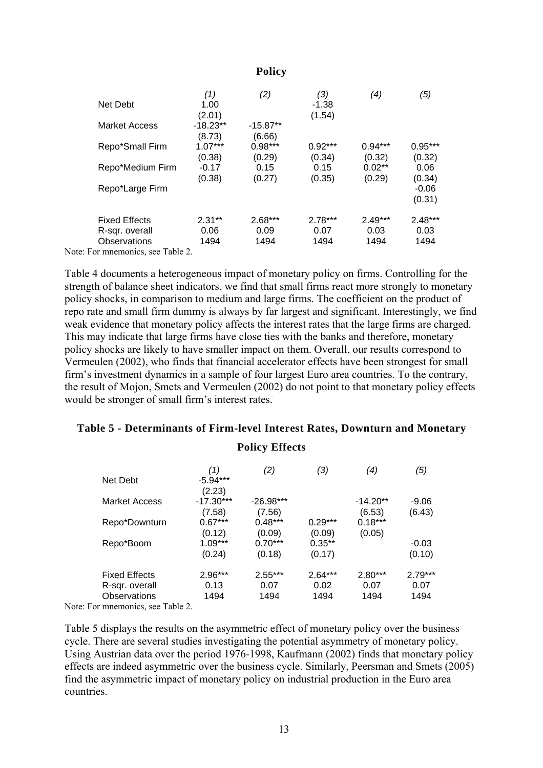**Policy**

| | (1) | (2) | (3) | (4) | (5) |
|---|---|---|---|---|---|
| Net Debt | 1.00 | | -1.38 | | |
| | (2.01) | | (1.54) | | |
| Market Access | -18.23** | -15.87** | | | |
| | (8.73) | (6.66) | | | |
| Repo*Small Firm | 1.07*** | 0.98*** | 0.92*** | 0.94*** | 0.95*** |
| | (0.38) | (0.29) | (0.34) | (0.32) | (0.32) |
| Repo*Medium Firm | -0.17 | 0.15 | 0.15 | 0.02** | 0.06 |
| | (0.38) | (0.27) | (0.35) | (0.29) | (0.34) |
| Repo*Large Firm | | | | | -0.06 |
| | | | | | (0.31) |
| Fixed Effects | 2.31** | 2.68*** | 2.78*** | 2.49*** | 2.48*** |
| R-sqr. overall | 0.06 | 0.09 | 0.07 | 0.03 | 0.03 |
| Observations | 1494 | 1494 | 1494 | 1494 | 1494 |

Note: For mnemonics, see Table 2.

Table 4 documents a heterogeneous impact of monetary policy on firms. Controlling for the strength of balance sheet indicators, we find that small firms react more strongly to monetary policy shocks, in comparison to medium and large firms. The coefficient on the product of repo rate and small firm dummy is always by far largest and significant. Interestingly, we find weak evidence that monetary policy affects the interest rates that the large firms are charged. This may indicate that large firms have close ties with the banks and therefore, monetary policy shocks are likely to have smaller impact on them. Overall, our results correspond to Vermeulen (2002), who finds that financial accelerator effects have been strongest for small firm's investment dynamics in a sample of four largest Euro area countries. To the contrary, the result of Mojon, Smets and Vermeulen (2002) do not point to that monetary policy effects would be stronger of small firm's interest rates.

**Table 5 - Determinants of Firm-level Interest Rates, Downturn and Monetary Policy Effects**

| | (1) | (2) | (3) | (4) | (5) |
|---|---|---|---|---|---|
| Net Debt | -5.94*** | | | | |
| | (2.23) | | | | |
| Market Access | -17.30*** | -26.98*** | | -14.20** | -9.06 |
| | (7.58) | (7.56) | | (6.53) | (6.43) |
| Repo*Downturn | 0.67*** | 0.48*** | 0.29*** | 0.18*** | |
| | (0.12) | (0.09) | (0.09) | (0.05) | |
| Repo*Boom | 1.09*** | 0.70*** | 0.35** | | -0.03 |
| | (0.24) | (0.18) | (0.17) | | (0.10) |
| Fixed Effects | 2.96*** | 2.55*** | 2.64*** | 2.80*** | 2.79*** |
| R-sqr. overall | 0.13 | 0.07 | 0.02 | 0.07 | 0.07 |
| Observations | 1494 | 1494 | 1494 | 1494 | 1494 |

Note: For mnemonics, see Table 2.

Table 5 displays the results on the asymmetric effect of monetary policy over the business cycle. There are several studies investigating the potential asymmetry of monetary policy. Using Austrian data over the period 1976-1998, Kaufmann (2002) finds that monetary policy effects are indeed asymmetric over the business cycle. Similarly, Peersman and Smets (2005) find the asymmetric impact of monetary policy on industrial production in the Euro area countries.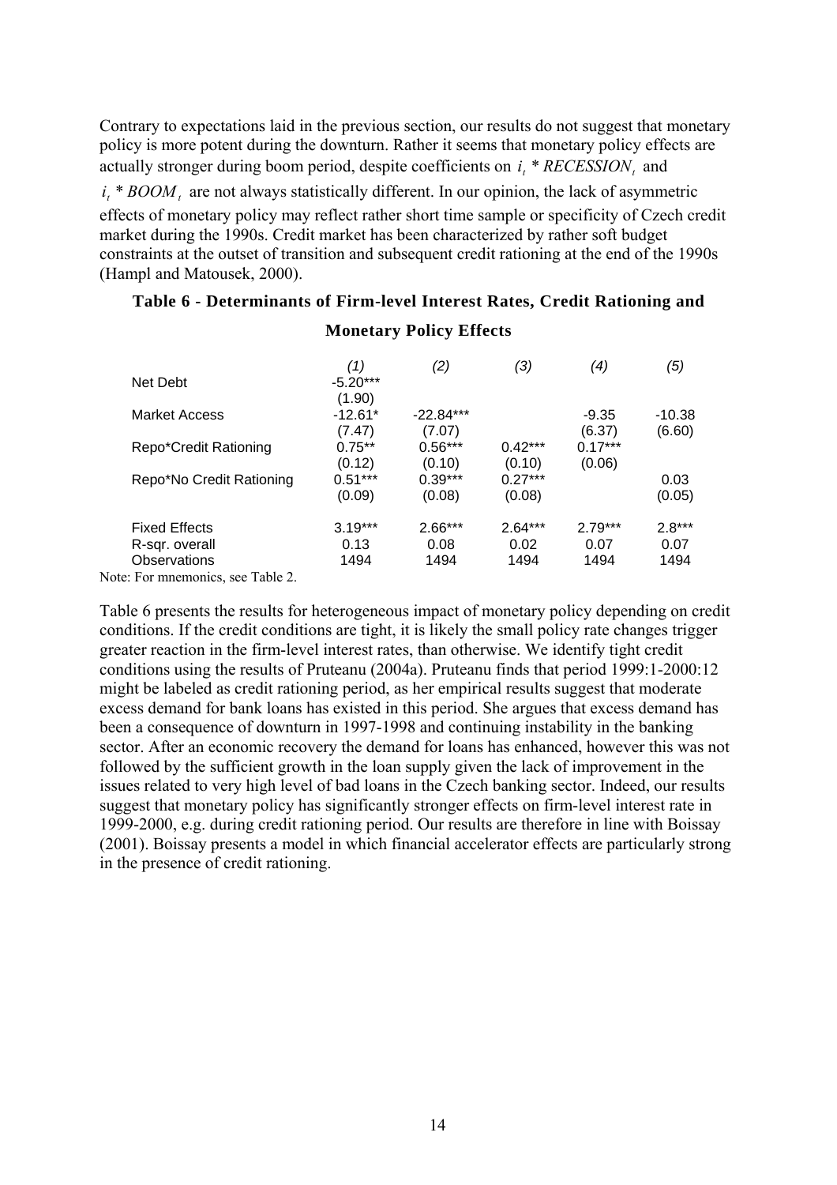Contrary to expectations laid in the previous section, our results do not suggest that monetary policy is more potent during the downturn. Rather it seems that monetary policy effects are actually stronger during boom period, despite coefficients on $i_t * RECESSION_t$ and $i_t * BOOM_t$ are not always statistically different. In our opinion, the lack of asymmetric effects of monetary policy may reflect rather short time sample or specificity of Czech credit market during the 1990s. Credit market has been characterized by rather soft budget constraints at the outset of transition and subsequent credit rationing at the end of the 1990s (Hampl and Matousek, 2000).

**Table 6 - Determinants of Firm-level Interest Rates, Credit Rationing and Monetary Policy Effects**

| | (1) | (2) | (3) | (4) | (5) |
|---|---|---|---|---|---|
| Net Debt | -5.20*** | | | | |
| | (1.90) | | | | |
| Market Access | -12.61* | -22.84*** | | -9.35 | -10.38 |
| | (7.47) | (7.07) | | (6.37) | (6.60) |
| Repo*Credit Rationing | 0.75** | 0.56*** | 0.42*** | 0.17*** | |
| | (0.12) | (0.10) | (0.10) | (0.06) | |
| Repo*No Credit Rationing | 0.51*** | 0.39*** | 0.27*** | | 0.03 |
| | (0.09) | (0.08) | (0.08) | | (0.05) |
| Fixed Effects | 3.19*** | 2.66*** | 2.64*** | 2.79*** | 2.8*** |
| R-sqr. overall | 0.13 | 0.08 | 0.02 | 0.07 | 0.07 |
| Observations | 1494 | 1494 | 1494 | 1494 | 1494 |

Note: For mnemonics, see Table 2.

Table 6 presents the results for heterogeneous impact of monetary policy depending on credit conditions. If the credit conditions are tight, it is likely the small policy rate changes trigger greater reaction in the firm-level interest rates, than otherwise. We identify tight credit conditions using the results of Pruteanu (2004a). Pruteanu finds that period 1999:1-2000:12 might be labeled as credit rationing period, as her empirical results suggest that moderate excess demand for bank loans has existed in this period. She argues that excess demand has been a consequence of downturn in 1997-1998 and continuing instability in the banking sector. After an economic recovery the demand for loans has enhanced, however this was not followed by the sufficient growth in the loan supply given the lack of improvement in the issues related to very high level of bad loans in the Czech banking sector. Indeed, our results suggest that monetary policy has significantly stronger effects on firm-level interest rate in 1999-2000, e.g. during credit rationing period. Our results are therefore in line with Boissay (2001). Boissay presents a model in which financial accelerator effects are particularly strong in the presence of credit rationing.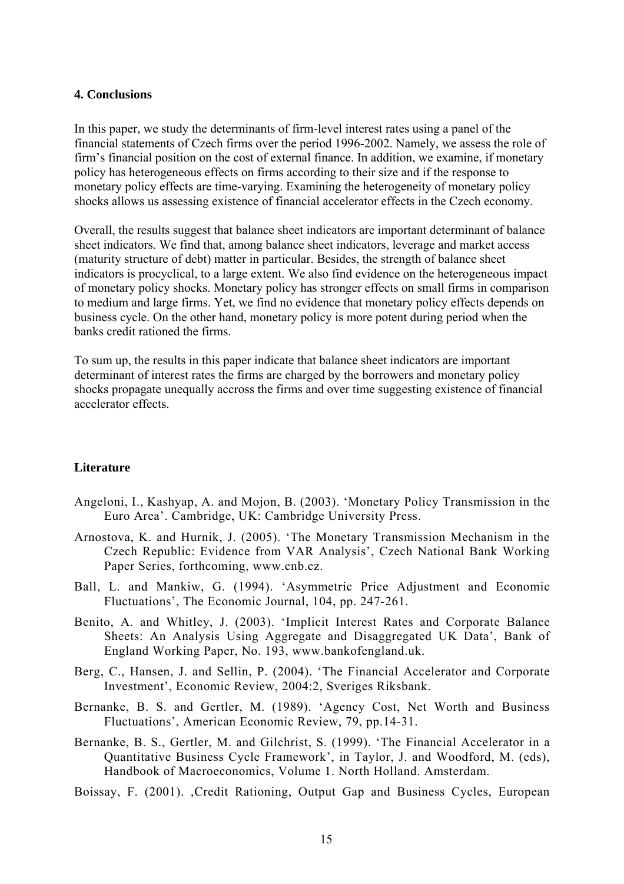## 4. Conclusions

In this paper, we study the determinants of firm-level interest rates using a panel of the financial statements of Czech firms over the period 1996-2002. Namely, we assess the role of firm's financial position on the cost of external finance. In addition, we examine, if monetary policy has heterogeneous effects on firms according to their size and if the response to monetary policy effects are time-varying. Examining the heterogeneity of monetary policy shocks allows us assessing existence of financial accelerator effects in the Czech economy.

Overall, the results suggest that balance sheet indicators are important determinant of balance sheet indicators. We find that, among balance sheet indicators, leverage and market access (maturity structure of debt) matter in particular. Besides, the strength of balance sheet indicators is procyclical, to a large extent. We also find evidence on the heterogeneous impact of monetary policy shocks. Monetary policy has stronger effects on small firms in comparison to medium and large firms. Yet, we find no evidence that monetary policy effects depends on business cycle. On the other hand, monetary policy is more potent during period when the banks credit rationed the firms.

To sum up, the results in this paper indicate that balance sheet indicators are important determinant of interest rates the firms are charged by the borrowers and monetary policy shocks propagate unequally accross the firms and over time suggesting existence of financial accelerator effects.

## Literature

Angeloni, I., Kashyap, A. and Mojon, B. (2003). 'Monetary Policy Transmission in the Euro Area'. Cambridge, UK: Cambridge University Press.

Arnostova, K. and Hurnik, J. (2005). 'The Monetary Transmission Mechanism in the Czech Republic: Evidence from VAR Analysis', Czech National Bank Working Paper Series, forthcoming, www.cnb.cz.

Ball, L. and Mankiw, G. (1994). 'Asymmetric Price Adjustment and Economic Fluctuations', The Economic Journal, 104, pp. 247-261.

Benito, A. and Whitley, J. (2003). 'Implicit Interest Rates and Corporate Balance Sheets: An Analysis Using Aggregate and Disaggregated UK Data', Bank of England Working Paper, No. 193, www.bankofengland.uk.

Berg, C., Hansen, J. and Sellin, P. (2004). 'The Financial Accelerator and Corporate Investment', Economic Review, 2004:2, Sveriges Riksbank.

Bernanke, B. S. and Gertler, M. (1989). 'Agency Cost, Net Worth and Business Fluctuations', American Economic Review, 79, pp.14-31.

Bernanke, B. S., Gertler, M. and Gilchrist, S. (1999). 'The Financial Accelerator in a Quantitative Business Cycle Framework', in Taylor, J. and Woodford, M. (eds), Handbook of Macroeconomics, Volume 1. North Holland. Amsterdam.

Boissay, F. (2001). ,Credit Rationing, Output Gap and Business Cycles, European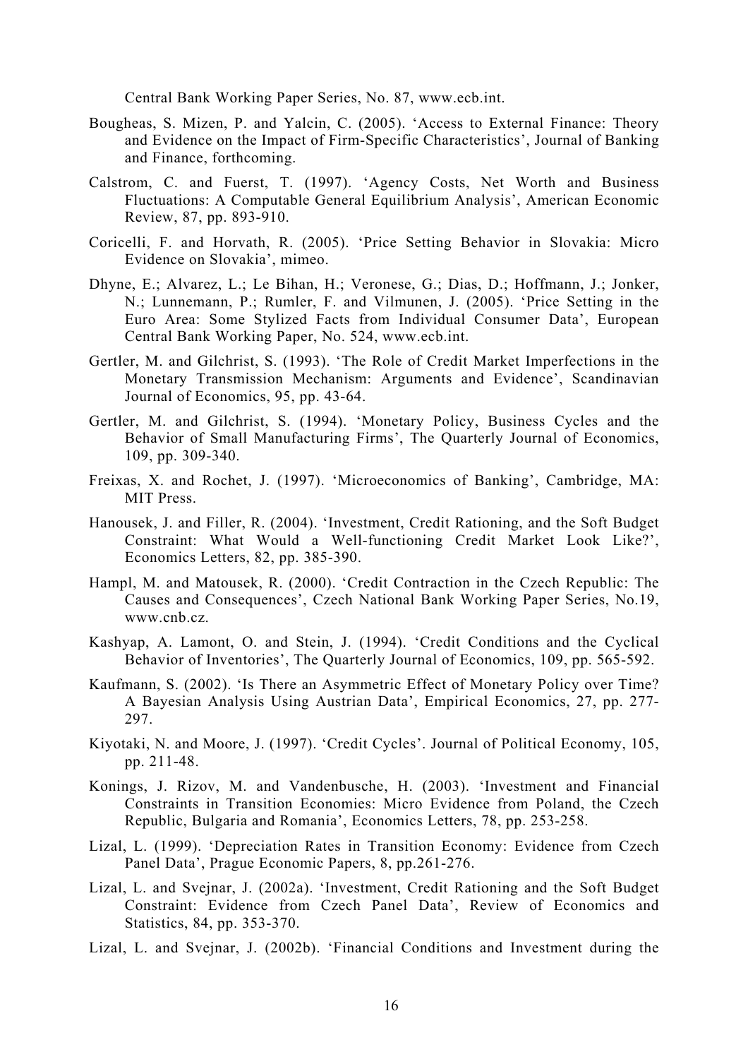Central Bank Working Paper Series, No. 87, www.ecb.int.

Bougheas, S. Mizen, P. and Yalcin, C. (2005). 'Access to External Finance: Theory and Evidence on the Impact of Firm-Specific Characteristics', Journal of Banking and Finance, forthcoming.

Calstrom, C. and Fuerst, T. (1997). 'Agency Costs, Net Worth and Business Fluctuations: A Computable General Equilibrium Analysis', American Economic Review, 87, pp. 893-910.

Coricelli, F. and Horvath, R. (2005). 'Price Setting Behavior in Slovakia: Micro Evidence on Slovakia', mimeo.

Dhyne, E.; Alvarez, L.; Le Bihan, H.; Veronese, G.; Dias, D.; Hoffmann, J.; Jonker, N.; Lunnemann, P.; Rumler, F. and Vilmunen, J. (2005). 'Price Setting in the Euro Area: Some Stylized Facts from Individual Consumer Data', European Central Bank Working Paper, No. 524, www.ecb.int.

Gertler, M. and Gilchrist, S. (1993). 'The Role of Credit Market Imperfections in the Monetary Transmission Mechanism: Arguments and Evidence', Scandinavian Journal of Economics, 95, pp. 43-64.

Gertler, M. and Gilchrist, S. (1994). 'Monetary Policy, Business Cycles and the Behavior of Small Manufacturing Firms', The Quarterly Journal of Economics, 109, pp. 309-340.

Freixas, X. and Rochet, J. (1997). 'Microeconomics of Banking', Cambridge, MA: MIT Press.

Hanousek, J. and Filler, R. (2004). 'Investment, Credit Rationing, and the Soft Budget Constraint: What Would a Well-functioning Credit Market Look Like?', Economics Letters, 82, pp. 385-390.

Hampl, M. and Matousek, R. (2000). 'Credit Contraction in the Czech Republic: The Causes and Consequences', Czech National Bank Working Paper Series, No.19, www.cnb.cz.

Kashyap, A. Lamont, O. and Stein, J. (1994). 'Credit Conditions and the Cyclical Behavior of Inventories', The Quarterly Journal of Economics, 109, pp. 565-592.

Kaufmann, S. (2002). 'Is There an Asymmetric Effect of Monetary Policy over Time? A Bayesian Analysis Using Austrian Data', Empirical Economics, 27, pp. 277-297.

Kiyotaki, N. and Moore, J. (1997). 'Credit Cycles'. Journal of Political Economy, 105, pp. 211-48.

Konings, J. Rizov, M. and Vandenbussche, H. (2003). 'Investment and Financial Constraints in Transition Economies: Micro Evidence from Poland, the Czech Republic, Bulgaria and Romania', Economics Letters, 78, pp. 253-258.

Lizal, L. (1999). 'Depreciation Rates in Transition Economy: Evidence from Czech Panel Data', Prague Economic Papers, 8, pp.261-276.

Lizal, L. and Svejnar, J. (2002a). 'Investment, Credit Rationing and the Soft Budget Constraint: Evidence from Czech Panel Data', Review of Economics and Statistics, 84, pp. 353-370.

Lizal, L. and Svejnar, J. (2002b). 'Financial Conditions and Investment during the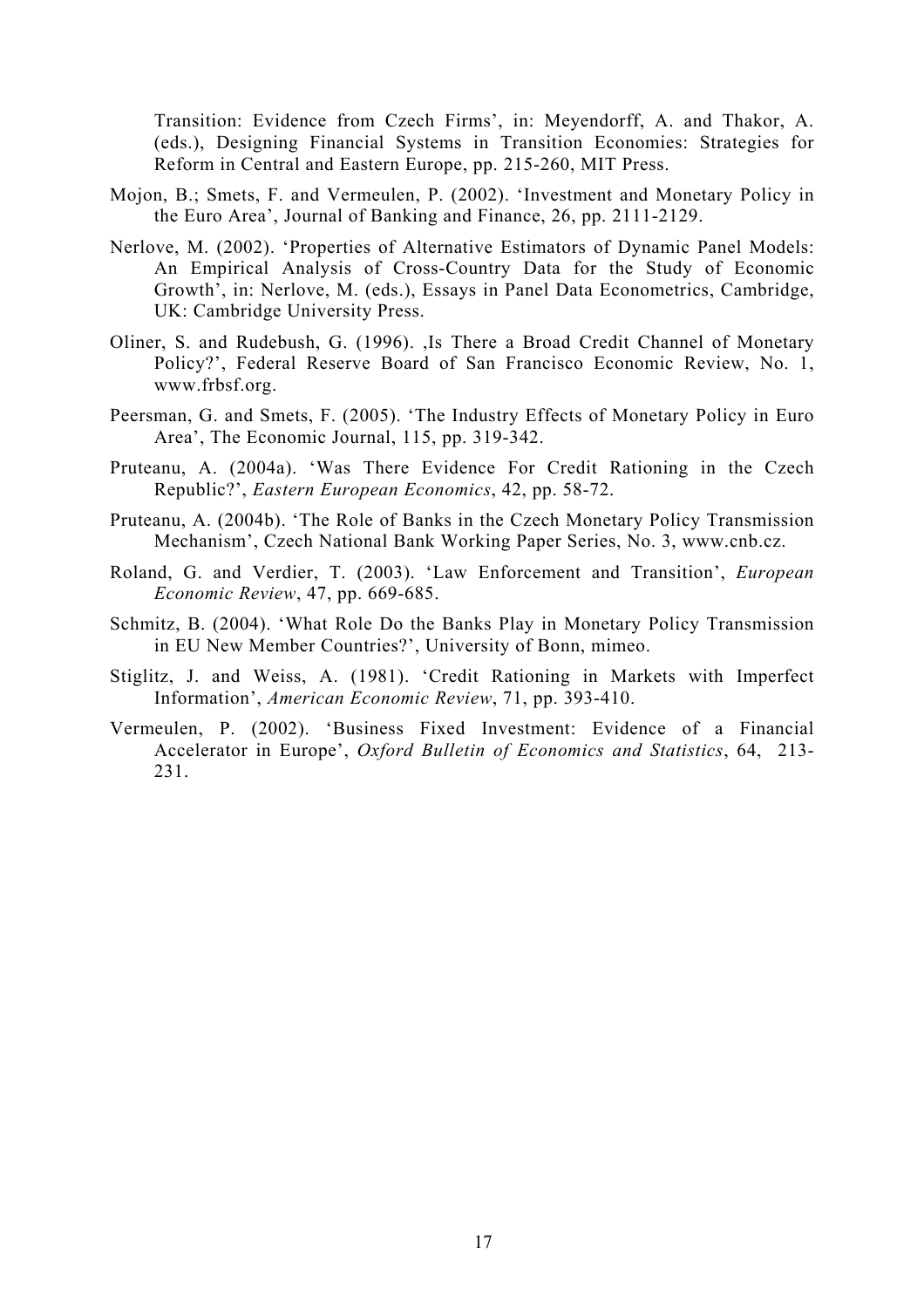Transition: Evidence from Czech Firms', in: Meyendorff, A. and Thakor, A. (eds.), Designing Financial Systems in Transition Economies: Strategies for Reform in Central and Eastern Europe, pp. 215-260, MIT Press.

Mojon, B.; Smets, F. and Vermeulen, P. (2002). 'Investment and Monetary Policy in the Euro Area', Journal of Banking and Finance, 26, pp. 2111-2129.

Nerlove, M. (2002). 'Properties of Alternative Estimators of Dynamic Panel Models: An Empirical Analysis of Cross-Country Data for the Study of Economic Growth', in: Nerlove, M. (eds.), Essays in Panel Data Econometrics, Cambridge, UK: Cambridge University Press.

Oliner, S. and Rudebush, G. (1996). ,Is There a Broad Credit Channel of Monetary Policy?', Federal Reserve Board of San Francisco Economic Review, No. 1, www.frbsf.org.

Peersman, G. and Smets, F. (2005). 'The Industry Effects of Monetary Policy in Euro Area', The Economic Journal, 115, pp. 319-342.

Pruteanu, A. (2004a). 'Was There Evidence For Credit Rationing in the Czech Republic?', *Eastern European Economics*, 42, pp. 58-72.

Pruteanu, A. (2004b). 'The Role of Banks in the Czech Monetary Policy Transmission Mechanism', Czech National Bank Working Paper Series, No. 3, www.cnb.cz.

Roland, G. and Verdier, T. (2003). 'Law Enforcement and Transition', *European Economic Review*, 47, pp. 669-685.

Schmitz, B. (2004). 'What Role Do the Banks Play in Monetary Policy Transmission in EU New Member Countries?', University of Bonn, mimeo.

Stiglitz, J. and Weiss, A. (1981). 'Credit Rationing in Markets with Imperfect Information', *American Economic Review*, 71, pp. 393-410.

Vermeulen, P. (2002). 'Business Fixed Investment: Evidence of a Financial Accelerator in Europe', *Oxford Bulletin of Economics and Statistics*, 64, 213-231.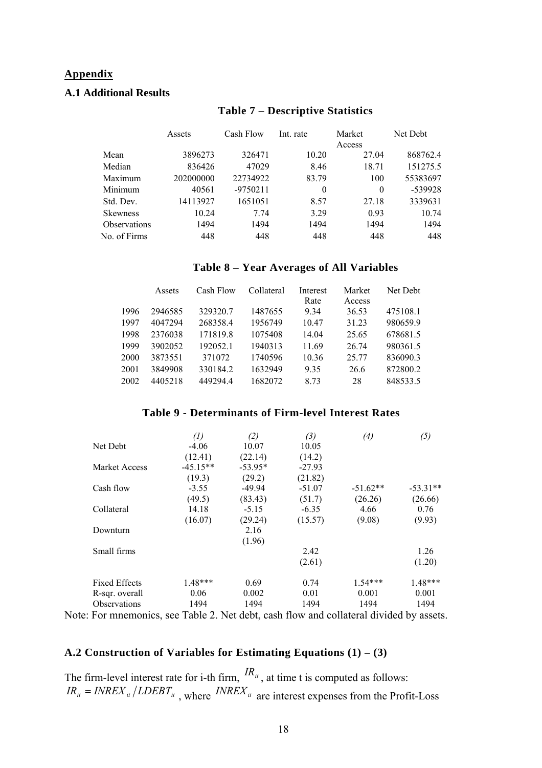## Appendix

### A.1 Additional Results

**Table 7 – Descriptive Statistics**

| | Assets | Cash Flow | Int. rate | Market Access | Net Debt |
|---|---|---|---|---|---|
| Mean | 3896273 | 326471 | 10.20 | 27.04 | 868762.4 |
| Median | 836426 | 47029 | 8.46 | 18.71 | 151275.5 |
| Maximum | 202000000 | 22734922 | 83.79 | 100 | 55383697 |
| Minimum | 40561 | -9750211 | 0 | 0 | -539928 |
| Std. Dev. | 14113927 | 1651051 | 8.57 | 27.18 | 3339631 |
| Skewness | 10.24 | 7.74 | 3.29 | 0.93 | 10.74 |
| Observations | 1494 | 1494 | 1494 | 1494 | 1494 |
| No. of Firms | 448 | 448 | 448 | 448 | 448 |

**Table 8 – Year Averages of All Variables**

| | Assets | Cash Flow | Collateral | Interest Rate | Market Access | Net Debt |
|---|---|---|---|---|---|---|
| 1996 | 2946585 | 329320.7 | 1487655 | 9.34 | 36.53 | 475108.1 |
| 1997 | 4047294 | 268358.4 | 1956749 | 10.47 | 31.23 | 980659.9 |
| 1998 | 2376038 | 171819.8 | 1075408 | 14.04 | 25.65 | 678681.5 |
| 1999 | 3902052 | 192052.1 | 1940313 | 11.69 | 26.74 | 980361.5 |
| 2000 | 3873551 | 371072 | 1740596 | 10.36 | 25.77 | 836090.3 |
| 2001 | 3849908 | 330184.2 | 1632949 | 9.35 | 26.6 | 872800.2 |
| 2002 | 4405218 | 449294.4 | 1682072 | 8.73 | 28 | 848533.5 |

**Table 9 - Determinants of Firm-level Interest Rates**

| | *(1)* | *(2)* | *(3)* | *(4)* | *(5)* |
|---|---|---|---|---|---|
| Net Debt | -4.06 | 10.07 | 10.05 | | |
| | (12.41) | (22.14) | (14.2) | | |
| Market Access | -45.15** | -53.95* | -27.93 | | |
| | (19.3) | (29.2) | (21.82) | | |
| Cash flow | -3.55 | -49.94 | -51.07 | -51.62** | -53.31** |
| | (49.5) | (83.43) | (51.7) | (26.26) | (26.66) |
| Collateral | 14.18 | -5.15 | -6.35 | 4.66 | 0.76 |
| | (16.07) | (29.24) | (15.57) | (9.08) | (9.93) |
| Downturn | | 2.16 | | | |
| | | (1.96) | | | |
| Small firms | | | 2.42 | | 1.26 |
| | | | (2.61) | | (1.20) |
| Fixed Effects | 1.48*** | 0.69 | 0.74 | 1.54*** | 1.48*** |
| R-sqr. overall | 0.06 | 0.002 | 0.01 | 0.001 | 0.001 |
| Observations | 1494 | 1494 | 1494 | 1494 | 1494 |

Note: For mnemonics, see Table 2. Net debt, cash flow and collateral divided by assets.

### A.2 Construction of Variables for Estimating Equations (1) – (3)

The firm-level interest rate for i-th firm, $IR_{it}$, at time t is computed as follows: $IR_{it} = INREX_{it} / LDEBT_{it}$, where $INREX_{it}$ are interest expenses from the Profit-Loss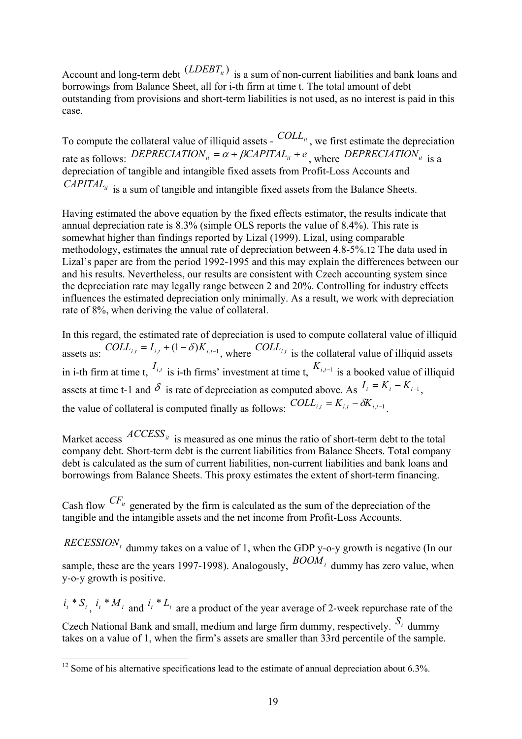Account and long-term debt $(LDEBT_{it})$ is a sum of non-current liabilities and bank loans and borrowings from Balance Sheet, all for i-th firm at time t. The total amount of debt outstanding from provisions and short-term liabilities is not used, as no interest is paid in this case.

To compute the collateral value of illiquid assets - $COLL_{it}$, we first estimate the depreciation rate as follows: $DEPRECIATION_{it} = \alpha + \beta CAPITAL_{it} + e$, where $DEPRECIATION_{it}$ is a depreciation of tangible and intangible fixed assets from Profit-Loss Accounts and $CAPITAL_{it}$ is a sum of tangible and intangible fixed assets from the Balance Sheets.

Having estimated the above equation by the fixed effects estimator, the results indicate that annual depreciation rate is 8.3% (simple OLS reports the value of 8.4%). This rate is somewhat higher than findings reported by Lizal (1999). Lizal, using comparable methodology, estimates the annual rate of depreciation between 4.8-5%.[12] The data used in Lizal's paper are from the period 1992-1995 and this may explain the differences between our and his results. Nevertheless, our results are consistent with Czech accounting system since the depreciation rate may legally range between 2 and 20%. Controlling for industry effects influences the estimated depreciation only minimally. As a result, we work with depreciation rate of 8%, when deriving the value of collateral.

In this regard, the estimated rate of depreciation is used to compute collateral value of illiquid assets as: $COLL_{i,t} = I_{i,t} + (1-\delta)K_{i,t-1}$, where $COLL_{i,t}$ is the collateral value of illiquid assets in i-th firm at time t, $I_{i,t}$ is i-th firms' investment at time t, $K_{i,t-1}$ is a booked value of illiquid assets at time t-1 and $\delta$ is rate of depreciation as computed above. As $I_t = K_t - K_{t-1}$, the value of collateral is computed finally as follows: $COLL_{i,t} = K_{i,t} - \delta K_{i,t-1}$.

Market access $ACCESS_{it}$ is measured as one minus the ratio of short-term debt to the total company debt. Short-term debt is the current liabilities from Balance Sheets. Total company debt is calculated as the sum of current liabilities, non-current liabilities and bank loans and borrowings from Balance Sheets. This proxy estimates the extent of short-term financing.

Cash flow $CF_{it}$ generated by the firm is calculated as the sum of the depreciation of the tangible and the intangible assets and the net income from Profit-Loss Accounts.

$RECESSION_t$ dummy takes on a value of 1, when the GDP y-o-y growth is negative (In our sample, these are the years 1997-1998). Analogously, $BOOM_t$ dummy has zero value, when y-o-y growth is positive.

$i_t * S_i$, $i_t * M_i$ and $i_t * L_i$ are a product of the year average of 2-week repurchase rate of the Czech National Bank and small, medium and large firm dummy, respectively. $S_i$ dummy takes on a value of 1, when the firm's assets are smaller than 33rd percentile of the sample.

[12] Some of his alternative specifications lead to the estimate of annual depreciation about 6.3%.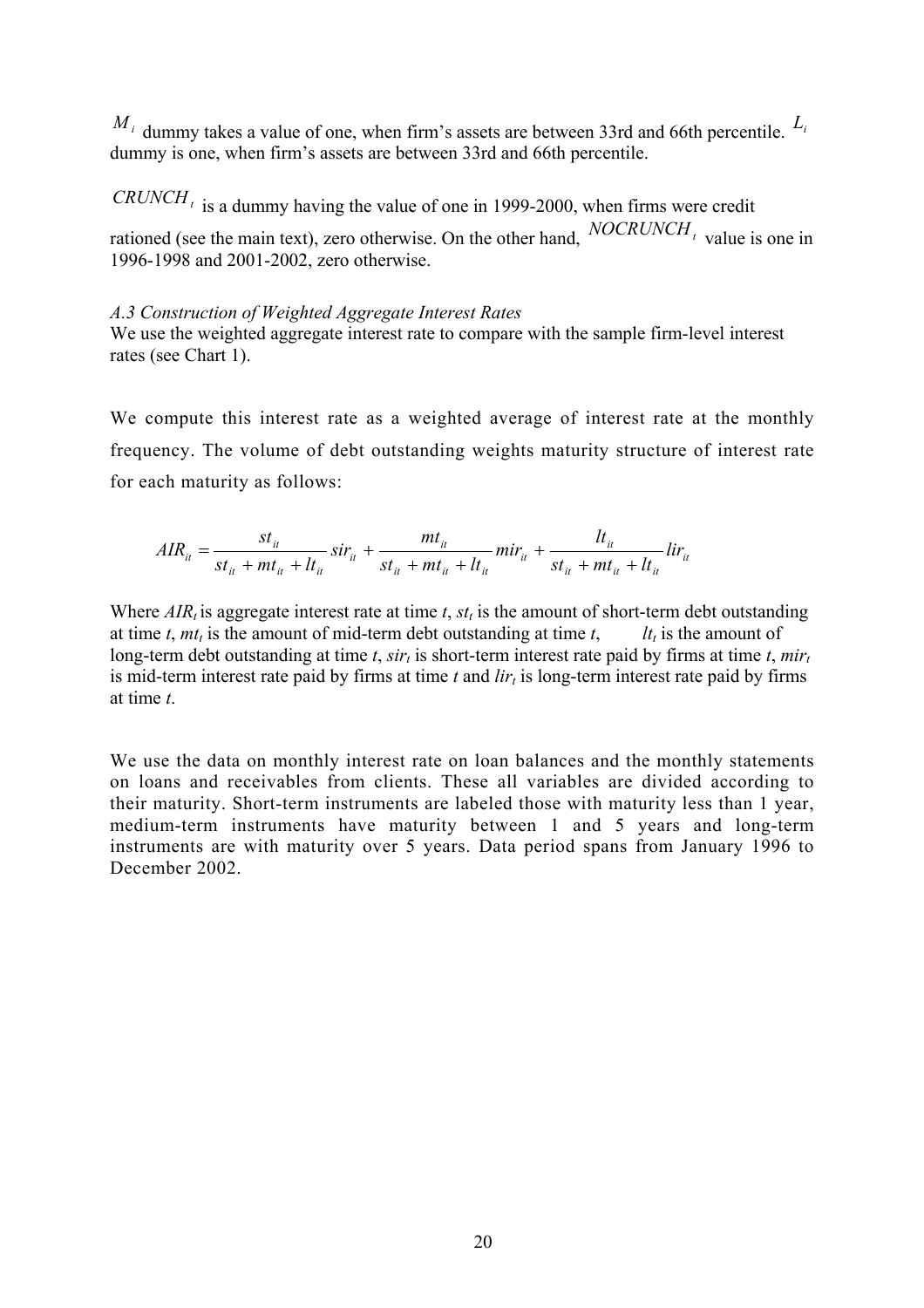$M_i$ dummy takes a value of one, when firm's assets are between 33rd and 66th percentile. $L_i$ dummy is one, when firm's assets are between 33rd and 66th percentile.

$CRUNCH_t$ is a dummy having the value of one in 1999-2000, when firms were credit rationed (see the main text), zero otherwise. On the other hand, $NOCRUNCH_t$ value is one in 1996-1998 and 2001-2002, zero otherwise.

*A.3 Construction of Weighted Aggregate Interest Rates*

We use the weighted aggregate interest rate to compare with the sample firm-level interest rates (see Chart 1).

We compute this interest rate as a weighted average of interest rate at the monthly frequency. The volume of debt outstanding weights maturity structure of interest rate for each maturity as follows:

$$AIR_{it} = \frac{st_{it}}{st_{it} + mt_{it} + lt_{it}} sir_{it} + \frac{mt_{it}}{st_{it} + mt_{it} + lt_{it}} mir_{it} + \frac{lt_{it}}{st_{it} + mt_{it} + lt_{it}} lir_{it}$$

Where $AIR_t$ is aggregate interest rate at time $t$, $st_t$ is the amount of short-term debt outstanding at time $t$, $mt_t$ is the amount of mid-term debt outstanding at time $t$, $lt_t$ is the amount of long-term debt outstanding at time $t$, $sir_t$ is short-term interest rate paid by firms at time $t$, $mir_t$ is mid-term interest rate paid by firms at time $t$ and $lir_t$ is long-term interest rate paid by firms at time $t$.

We use the data on monthly interest rate on loan balances and the monthly statements on loans and receivables from clients. These all variables are divided according to their maturity. Short-term instruments are labeled those with maturity less than 1 year, medium-term instruments have maturity between 1 and 5 years and long-term instruments are with maturity over 5 years. Data period spans from January 1996 to December 2002.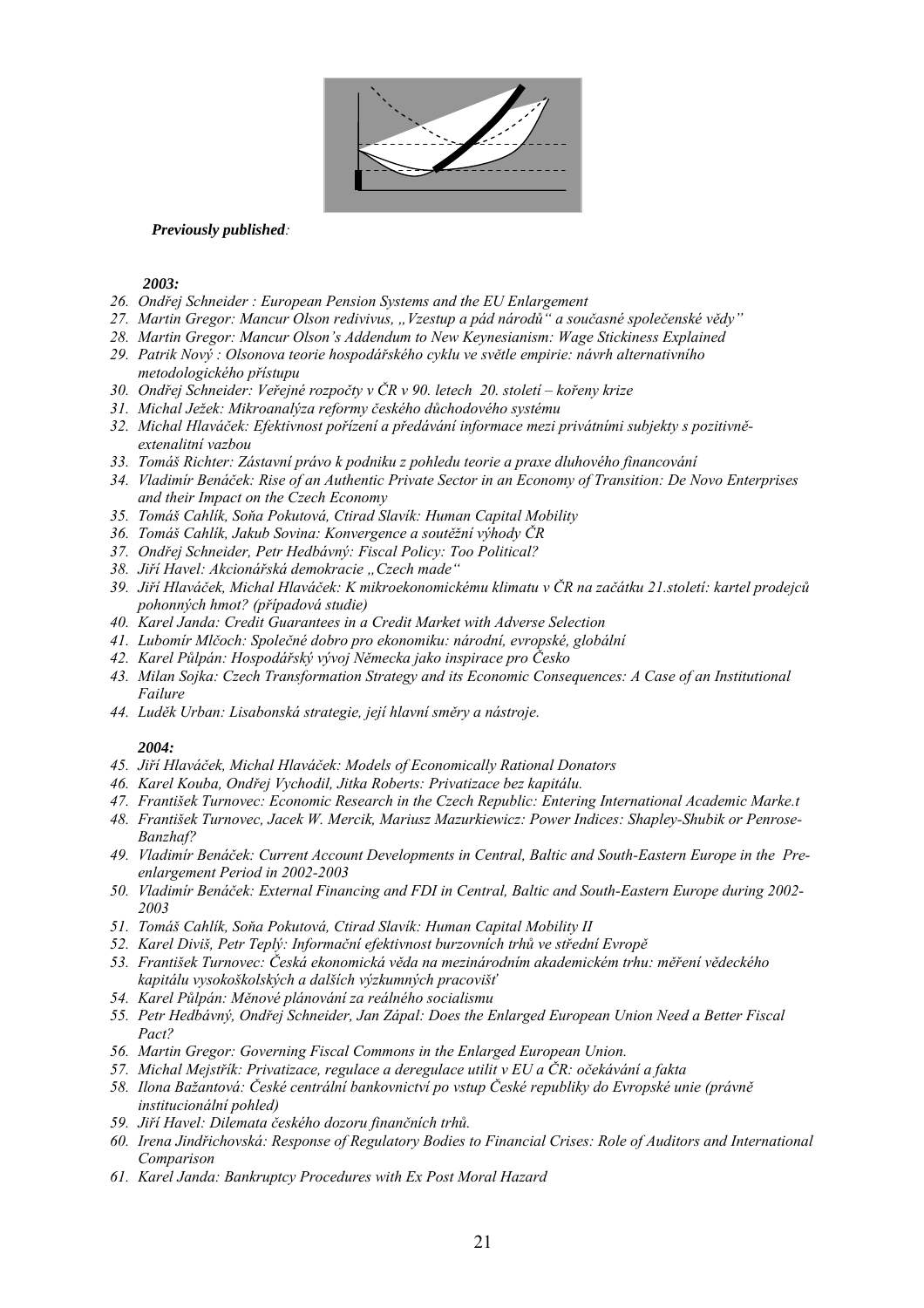*__Previously published__:*

***2003:***

26. *Ondřej Schneider : European Pension Systems and the EU Enlargement*
27. *Martin Gregor: Mancur Olson redivivus, „Vzestup a pád národů" a současné společenské vědy"*
28. *Martin Gregor: Mancur Olson's Addendum to New Keynesianism: Wage Stickiness Explained*
29. *Patrik Nový : Olsonova teorie hospodářského cyklu ve světle empirie: návrh alternativního metodologického přístupu*
30. *Ondřej Schneider: Veřejné rozpočty v ČR v 90. letech 20. století – kořeny krize*
31. *Michal Ježek: Mikroanalýza reformy českého důchodového systému*
32. *Michal Hlaváček: Efektivnost pořízení a předávání informace mezi privátními subjekty s pozitivně-extenalitní vazbou*
33. *Tomáš Richter: Zástavní právo k podniku z pohledu teorie a praxe dluhového financování*
34. *Vladimír Benáček: Rise of an Authentic Private Sector in an Economy of Transition: De Novo Enterprises and their Impact on the Czech Economy*
35. *Tomáš Cahlík, Soňa Pokutová, Ctirad Slavík: Human Capital Mobility*
36. *Tomáš Cahlík, Jakub Sovina: Konvergence a soutěžní výhody ČR*
37. *Ondřej Schneider, Petr Hedbávný: Fiscal Policy: Too Political?*
38. *Jiří Havel: Akcionářská demokracie „Czech made"*
39. *Jiří Hlaváček, Michal Hlaváček: K mikroekonomickému klimatu v ČR na začátku 21.století: kartel prodejců pohonných hmot? (případová studie)*
40. *Karel Janda: Credit Guarantees in a Credit Market with Adverse Selection*
41. *Lubomír Mlčoch: Společné dobro pro ekonomiku: národní, evropské, globální*
42. *Karel Půlpán: Hospodářský vývoj Německa jako inspirace pro Česko*
43. *Milan Sojka: Czech Transformation Strategy and its Economic Consequences: A Case of an Institutional Failure*
44. *Luděk Urban: Lisabonská strategie, její hlavní směry a nástroje.*

***2004:***

45. *Jiří Hlaváček, Michal Hlaváček: Models of Economically Rational Donators*
46. *Karel Kouba, Ondřej Vychodil, Jitka Roberts: Privatizace bez kapitálu.*
47. *František Turnovec: Economic Research in the Czech Republic: Entering International Academic Marke.t*
48. *František Turnovec, Jacek W. Mercik, Mariusz Mazurkiewicz: Power Indices: Shapley-Shubik or Penrose-Banzhaf?*
49. *Vladimír Benáček: Current Account Developments in Central, Baltic and South-Eastern Europe in the Pre-enlargement Period in 2002-2003*
50. *Vladimír Benáček: External Financing and FDI in Central, Baltic and South-Eastern Europe during 2002-2003*
51. *Tomáš Cahlík, Soňa Pokutová, Ctirad Slavík: Human Capital Mobility II*
52. *Karel Diviš, Petr Teplý: Informační efektivnost burzovních trhů ve střední Evropě*
53. *František Turnovec: Česká ekonomická věda na mezinárodním akademickém trhu: měření vědeckého kapitálu vysokoškolských a dalších výzkumných pracovišť*
54. *Karel Půlpán: Měnové plánování za reálného socialismu*
55. *Petr Hedbávný, Ondřej Schneider, Jan Zápal: Does the Enlarged European Union Need a Better Fiscal Pact?*
56. *Martin Gregor: Governing Fiscal Commons in the Enlarged European Union.*
57. *Michal Mejstřík: Privatizace, regulace a deregulace utilit v EU a ČR: očekávání a fakta*
58. *Ilona Bažantová: České centrální bankovnictví po vstup České republiky do Evropské unie (právně institucionální pohled)*
59. *Jiří Havel: Dilemata českého dozoru finančních trhů.*
60. *Irena Jindřichovská: Response of Regulatory Bodies to Financial Crises: Role of Auditors and International Comparison*
61. *Karel Janda: Bankruptcy Procedures with Ex Post Moral Hazard*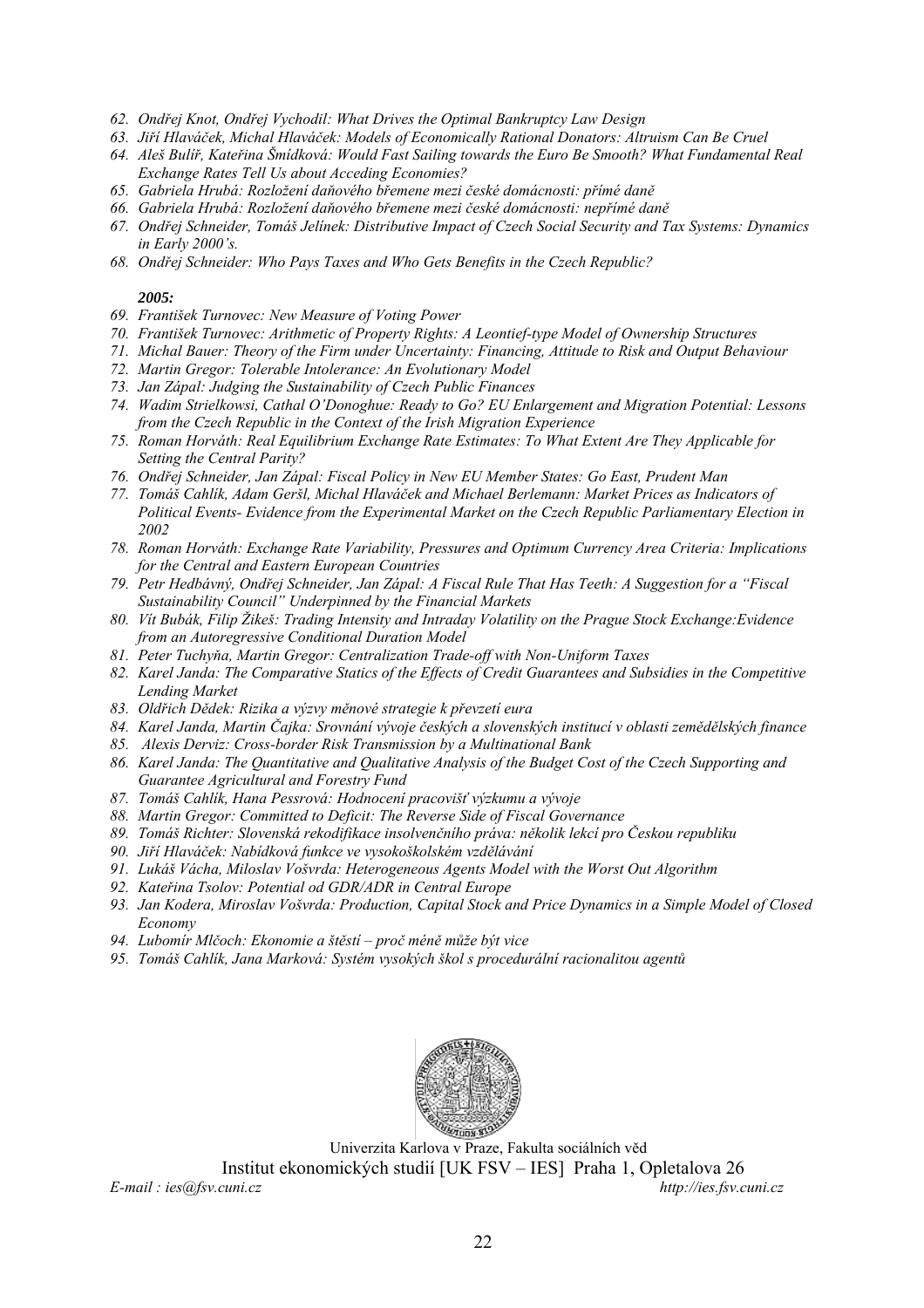62. *Ondřej Knot, Ondřej Vychodil: What Drives the Optimal Bankruptcy Law Design*
63. *Jiří Hlaváček, Michal Hlaváček: Models of Economically Rational Donators: Altruism Can Be Cruel*
64. *Aleš Bulíř, Kateřina Šmídková: Would Fast Sailing towards the Euro Be Smooth? What Fundamental Real Exchange Rates Tell Us about Acceding Economies?*
65. *Gabriela Hrubá: Rozložení daňového břemene mezi české domácnosti: přímé daně*
66. *Gabriela Hrubá: Rozložení daňového břemene mezi české domácnosti: nepřímé daně*
67. *Ondřej Schneider, Tomáš Jelínek: Distributive Impact of Czech Social Security and Tax Systems: Dynamics in Early 2000's.*
68. *Ondřej Schneider: Who Pays Taxes and Who Gets Benefits in the Czech Republic?*

***2005:***

69. *František Turnovec: New Measure of Voting Power*
70. *František Turnovec: Arithmetic of Property Rights: A Leontief-type Model of Ownership Structures*
71. *Michal Bauer: Theory of the Firm under Uncertainty: Financing, Attitude to Risk and Output Behaviour*
72. *Martin Gregor: Tolerable Intolerance: An Evolutionary Model*
73. *Jan Zápal: Judging the Sustainability of Czech Public Finances*
74. *Wadim Strielkowsi, Cathal O'Donoghue: Ready to Go? EU Enlargement and Migration Potential: Lessons from the Czech Republic in the Context of the Irish Migration Experience*
75. *Roman Horváth: Real Equilibrium Exchange Rate Estimates: To What Extent Are They Applicable for Setting the Central Parity?*
76. *Ondřej Schneider, Jan Zápal: Fiscal Policy in New EU Member States: Go East, Prudent Man*
77. *Tomáš Cahlík, Adam Geršl, Michal Hlaváček and Michael Berlemann: Market Prices as Indicators of Political Events- Evidence from the Experimental Market on the Czech Republic Parliamentary Election in 2002*
78. *Roman Horváth: Exchange Rate Variability, Pressures and Optimum Currency Area Criteria: Implications for the Central and Eastern European Countries*
79. *Petr Hedbávný, Ondřej Schneider, Jan Zápal: A Fiscal Rule That Has Teeth: A Suggestion for a "Fiscal Sustainability Council" Underpinned by the Financial Markets*
80. *Vít Bubák, Filip Žikeš: Trading Intensity and Intraday Volatility on the Prague Stock Exchange:Evidence from an Autoregressive Conditional Duration Model*
81. *Peter Tuchyňa, Martin Gregor: Centralization Trade-off with Non-Uniform Taxes*
82. *Karel Janda: The Comparative Statics of the Effects of Credit Guarantees and Subsidies in the Competitive Lending Market*
83. *Oldřich Dědek: Rizika a výzvy měnové strategie k převzetí eura*
84. *Karel Janda, Martin Čajka: Srovnání vývoje českých a slovenských institucí v oblasti zemědělských finance*
85. *Alexis Derviz: Cross-border Risk Transmission by a Multinational Bank*
86. *Karel Janda: The Quantitative and Qualitative Analysis of the Budget Cost of the Czech Supporting and Guarantee Agricultural and Forestry Fund*
87. *Tomáš Cahlík, Hana Pessrová: Hodnocení pracovišť výzkumu a vývoje*
88. *Martin Gregor: Committed to Deficit: The Reverse Side of Fiscal Governance*
89. *Tomáš Richter: Slovenská rekodifikace insolvenčního práva: několik lekcí pro Českou republiku*
90. *Jiří Hlaváček: Nabídková funkce ve vysokoškolském vzdělávání*
91. *Lukáš Vácha, Miloslav Vošvrda: Heterogeneous Agents Model with the Worst Out Algorithm*
92. *Kateřina Tsolov: Potential od GDR/ADR in Central Europe*
93. *Jan Kodera, Miroslav Vošvrda: Production, Capital Stock and Price Dynamics in a Simple Model of Closed Economy*
94. *Lubomír Mlčoch: Ekonomie a štěstí – proč méně může být vice*
95. *Tomáš Cahlík, Jana Marková: Systém vysokých škol s procedurální racionalitou agentů*

Univerzita Karlova v Praze, Fakulta sociálních věd

Institut ekonomických studií [UK FSV – IES] Praha 1, Opletalova 26

*E-mail : ies@fsv.cuni.cz* *http://ies.fsv.cuni.cz*